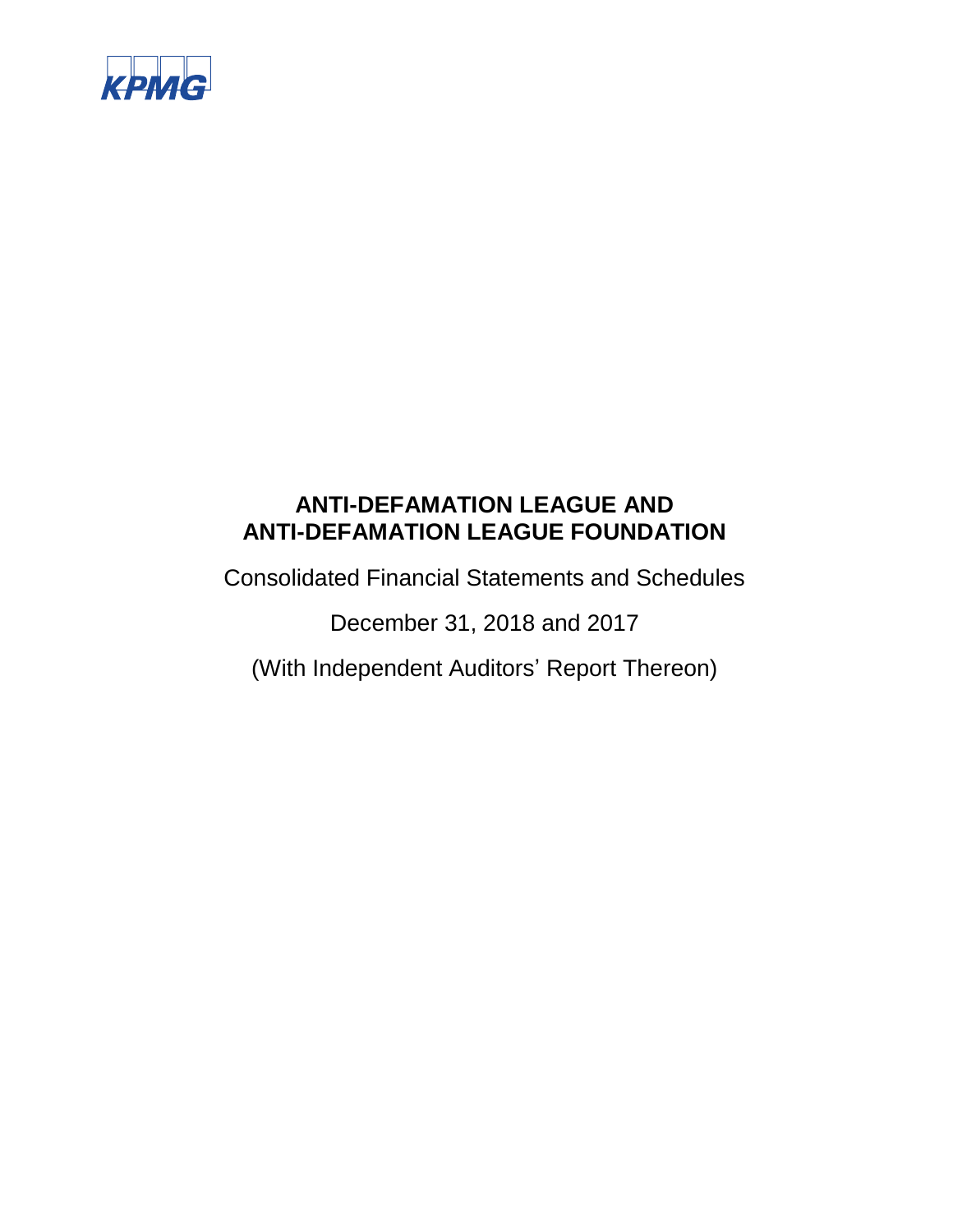KPMG

# ANTI-DEFAMATION LEAGUE AND ANTI-DEFAMATION LEAGUE FOUNDATION

Consolidated Financial Statements and Schedules

December 31, 2018 and 2017

(With Independent Auditors' Report Thereon)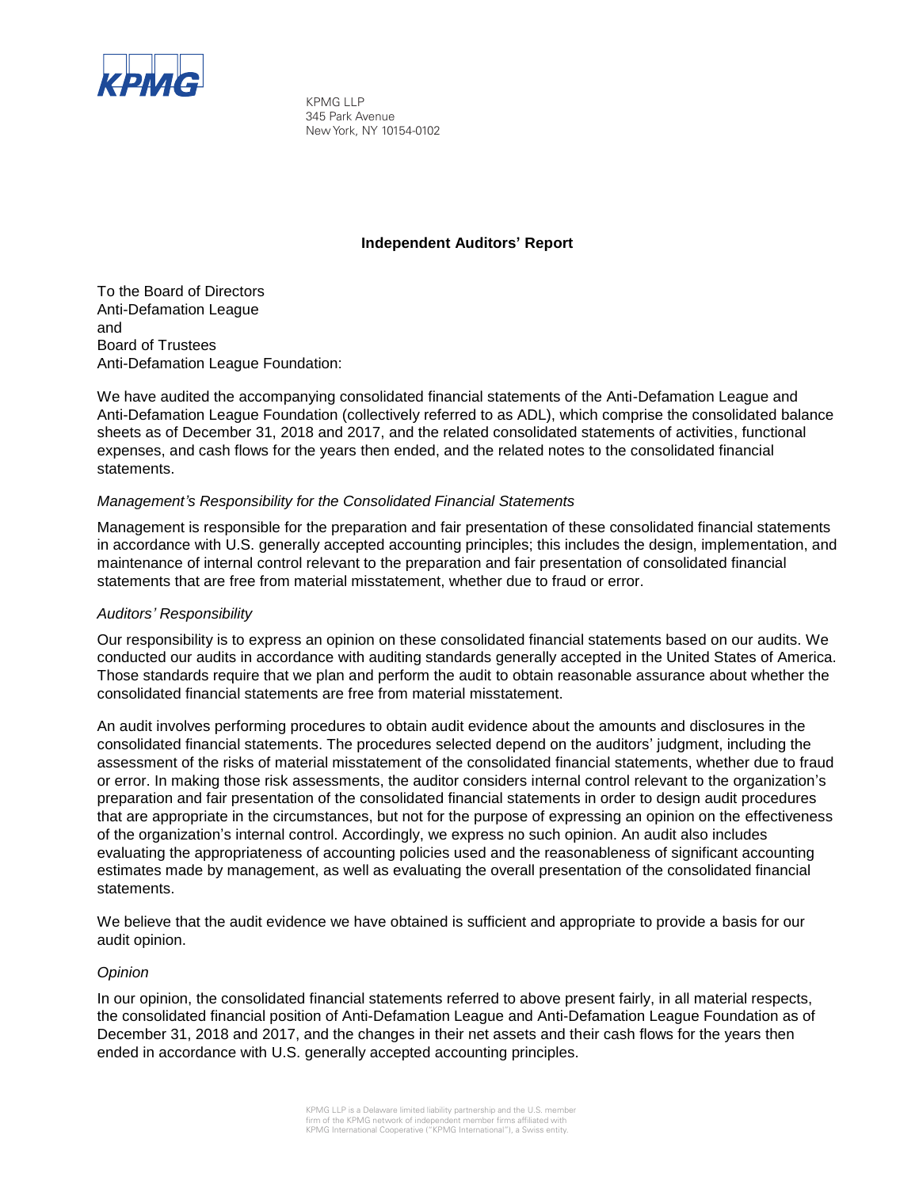KPMG LLP
345 Park Avenue
New York, NY 10154-0102

## Independent Auditors' Report

To the Board of Directors
Anti-Defamation League
and
Board of Trustees
Anti-Defamation League Foundation:

We have audited the accompanying consolidated financial statements of the Anti-Defamation League and Anti-Defamation League Foundation (collectively referred to as ADL), which comprise the consolidated balance sheets as of December 31, 2018 and 2017, and the related consolidated statements of activities, functional expenses, and cash flows for the years then ended, and the related notes to the consolidated financial statements.

*Management's Responsibility for the Consolidated Financial Statements*

Management is responsible for the preparation and fair presentation of these consolidated financial statements in accordance with U.S. generally accepted accounting principles; this includes the design, implementation, and maintenance of internal control relevant to the preparation and fair presentation of consolidated financial statements that are free from material misstatement, whether due to fraud or error.

*Auditors' Responsibility*

Our responsibility is to express an opinion on these consolidated financial statements based on our audits. We conducted our audits in accordance with auditing standards generally accepted in the United States of America. Those standards require that we plan and perform the audit to obtain reasonable assurance about whether the consolidated financial statements are free from material misstatement.

An audit involves performing procedures to obtain audit evidence about the amounts and disclosures in the consolidated financial statements. The procedures selected depend on the auditors' judgment, including the assessment of the risks of material misstatement of the consolidated financial statements, whether due to fraud or error. In making those risk assessments, the auditor considers internal control relevant to the organization's preparation and fair presentation of the consolidated financial statements in order to design audit procedures that are appropriate in the circumstances, but not for the purpose of expressing an opinion on the effectiveness of the organization's internal control. Accordingly, we express no such opinion. An audit also includes evaluating the appropriateness of accounting policies used and the reasonableness of significant accounting estimates made by management, as well as evaluating the overall presentation of the consolidated financial statements.

We believe that the audit evidence we have obtained is sufficient and appropriate to provide a basis for our audit opinion.

*Opinion*

In our opinion, the consolidated financial statements referred to above present fairly, in all material respects, the consolidated financial position of Anti-Defamation League and Anti-Defamation League Foundation as of December 31, 2018 and 2017, and the changes in their net assets and their cash flows for the years then ended in accordance with U.S. generally accepted accounting principles.

KPMG LLP is a Delaware limited liability partnership and the U.S. member firm of the KPMG network of independent member firms affiliated with KPMG International Cooperative ("KPMG International"), a Swiss entity.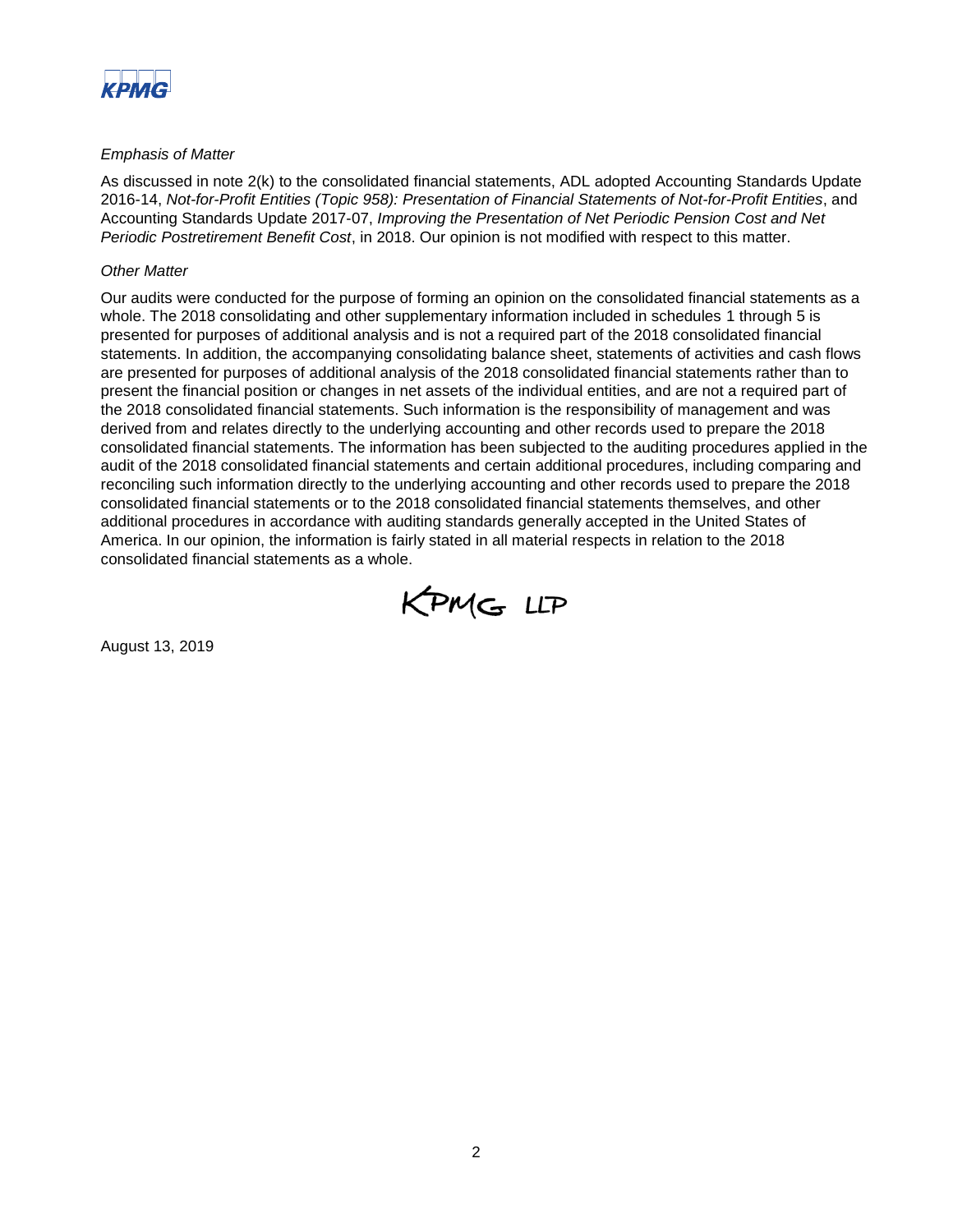*Emphasis of Matter*

As discussed in note 2(k) to the consolidated financial statements, ADL adopted Accounting Standards Update 2016-14, *Not-for-Profit Entities (Topic 958): Presentation of Financial Statements of Not-for-Profit Entities*, and Accounting Standards Update 2017-07, *Improving the Presentation of Net Periodic Pension Cost and Net Periodic Postretirement Benefit Cost*, in 2018. Our opinion is not modified with respect to this matter.

*Other Matter*

Our audits were conducted for the purpose of forming an opinion on the consolidated financial statements as a whole. The 2018 consolidating and other supplementary information included in schedules 1 through 5 is presented for purposes of additional analysis and is not a required part of the 2018 consolidated financial statements. In addition, the accompanying consolidating balance sheet, statements of activities and cash flows are presented for purposes of additional analysis of the 2018 consolidated financial statements rather than to present the financial position or changes in net assets of the individual entities, and are not a required part of the 2018 consolidated financial statements. Such information is the responsibility of management and was derived from and relates directly to the underlying accounting and other records used to prepare the 2018 consolidated financial statements. The information has been subjected to the auditing procedures applied in the audit of the 2018 consolidated financial statements and certain additional procedures, including comparing and reconciling such information directly to the underlying accounting and other records used to prepare the 2018 consolidated financial statements or to the 2018 consolidated financial statements themselves, and other additional procedures in accordance with auditing standards generally accepted in the United States of America. In our opinion, the information is fairly stated in all material respects in relation to the 2018 consolidated financial statements as a whole.

KPMG LLP

August 13, 2019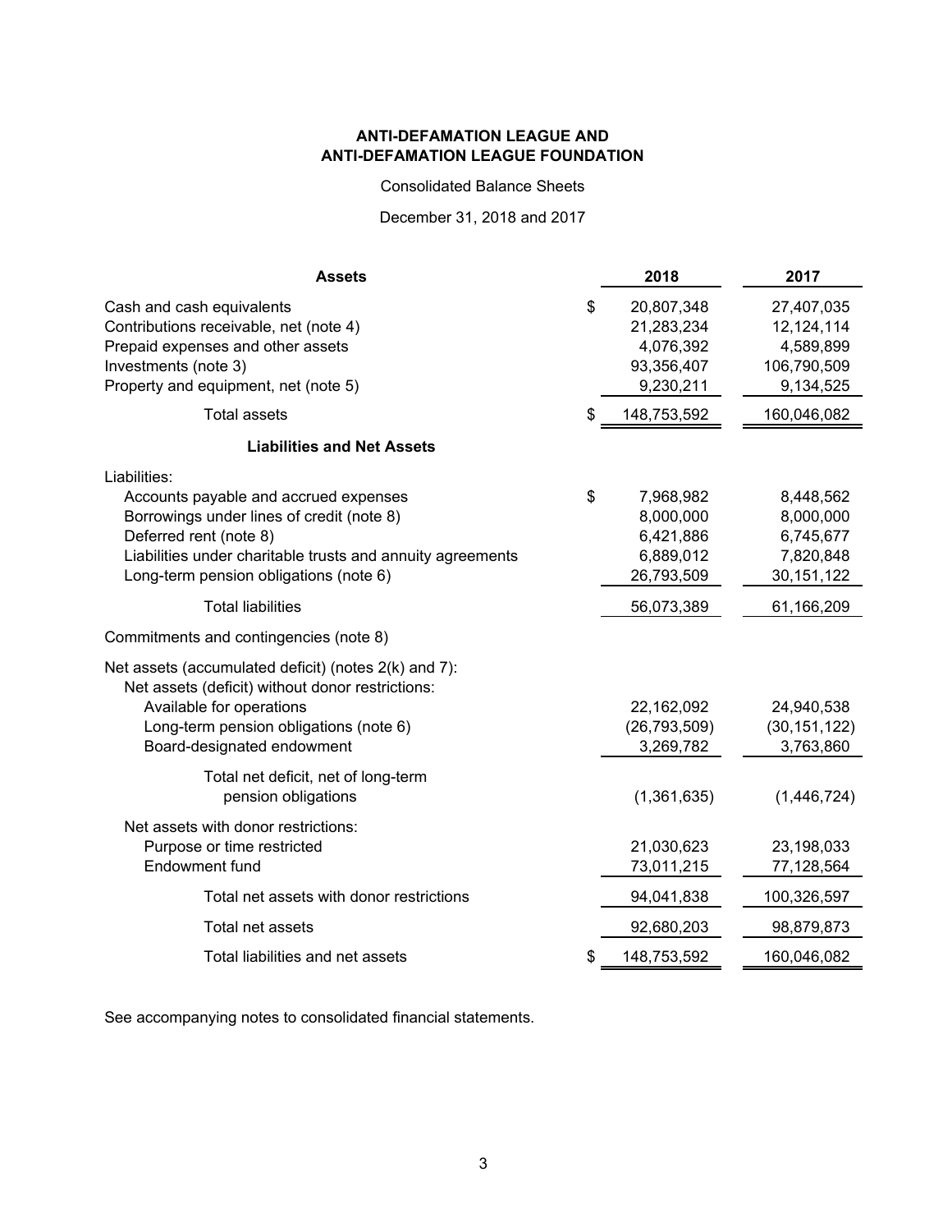**ANTI-DEFAMATION LEAGUE AND**
**ANTI-DEFAMATION LEAGUE FOUNDATION**

Consolidated Balance Sheets

December 31, 2018 and 2017

| **Assets** | **2018** | **2017** |
|---|---|---|
| Cash and cash equivalents | $ 20,807,348 | 27,407,035 |
| Contributions receivable, net (note 4) | 21,283,234 | 12,124,114 |
| Prepaid expenses and other assets | 4,076,392 | 4,589,899 |
| Investments (note 3) | 93,356,407 | 106,790,509 |
| Property and equipment, net (note 5) | 9,230,211 | 9,134,525 |
| Total assets | $ 148,753,592 | 160,046,082 |
| **Liabilities and Net Assets** | | |
| Liabilities: | | |
| Accounts payable and accrued expenses | $ 7,968,982 | 8,448,562 |
| Borrowings under lines of credit (note 8) | 8,000,000 | 8,000,000 |
| Deferred rent (note 8) | 6,421,886 | 6,745,677 |
| Liabilities under charitable trusts and annuity agreements | 6,889,012 | 7,820,848 |
| Long-term pension obligations (note 6) | 26,793,509 | 30,151,122 |
| Total liabilities | 56,073,389 | 61,166,209 |
| Commitments and contingencies (note 8) | | |
| Net assets (accumulated deficit) (notes 2(k) and 7): | | |
| Net assets (deficit) without donor restrictions: | | |
| Available for operations | 22,162,092 | 24,940,538 |
| Long-term pension obligations (note 6) | (26,793,509) | (30,151,122) |
| Board-designated endowment | 3,269,782 | 3,763,860 |
| Total net deficit, net of long-term pension obligations | (1,361,635) | (1,446,724) |
| Net assets with donor restrictions: | | |
| Purpose or time restricted | 21,030,623 | 23,198,033 |
| Endowment fund | 73,011,215 | 77,128,564 |
| Total net assets with donor restrictions | 94,041,838 | 100,326,597 |
| Total net assets | 92,680,203 | 98,879,873 |
| Total liabilities and net assets | $ 148,753,592 | 160,046,082 |

See accompanying notes to consolidated financial statements.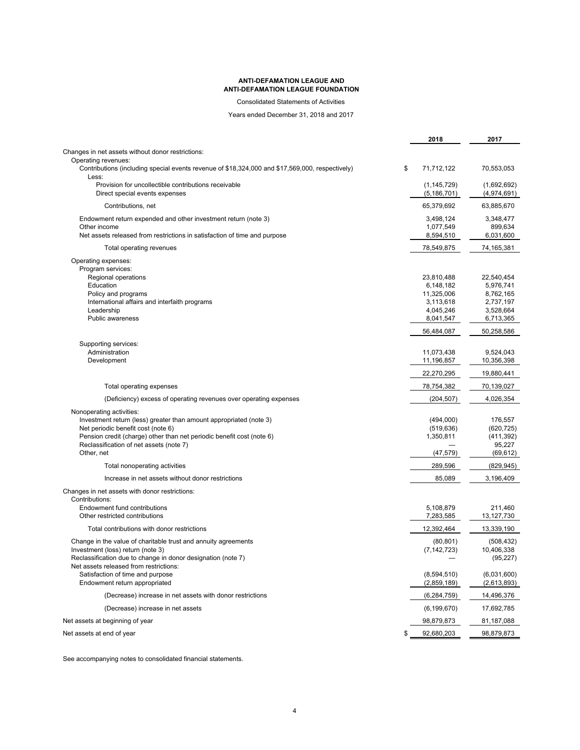**ANTI-DEFAMATION LEAGUE AND**
**ANTI-DEFAMATION LEAGUE FOUNDATION**

Consolidated Statements of Activities

Years ended December 31, 2018 and 2017

| | 2018 | 2017 |
|---|---|---|
| Changes in net assets without donor restrictions: | | |
| Operating revenues: | | |
| Contributions (including special events revenue of $18,324,000 and $17,569,000, respectively) | $ 71,712,122 | 70,553,053 |
| Less: | | |
| Provision for uncollectible contributions receivable | (1,145,729) | (1,692,692) |
| Direct special events expenses | (5,186,701) | (4,974,691) |
| Contributions, net | 65,379,692 | 63,885,670 |
| Endowment return expended and other investment return (note 3) | 3,498,124 | 3,348,477 |
| Other income | 1,077,549 | 899,634 |
| Net assets released from restrictions in satisfaction of time and purpose | 8,594,510 | 6,031,600 |
| Total operating revenues | 78,549,875 | 74,165,381 |
| Operating expenses: | | |
| Program services: | | |
| Regional operations | 23,810,488 | 22,540,454 |
| Education | 6,148,182 | 5,976,741 |
| Policy and programs | 11,325,006 | 8,762,165 |
| International affairs and interfaith programs | 3,113,618 | 2,737,197 |
| Leadership | 4,045,246 | 3,528,664 |
| Public awareness | 8,041,547 | 6,713,365 |
| | 56,484,087 | 50,258,586 |
| Supporting services: | | |
| Administration | 11,073,438 | 9,524,043 |
| Development | 11,196,857 | 10,356,398 |
| | 22,270,295 | 19,880,441 |
| Total operating expenses | 78,754,382 | 70,139,027 |
| (Deficiency) excess of operating revenues over operating expenses | (204,507) | 4,026,354 |
| Nonoperating activities: | | |
| Investment return (less) greater than amount appropriated (note 3) | (494,000) | 176,557 |
| Net periodic benefit cost (note 6) | (519,636) | (620,725) |
| Pension credit (charge) other than net periodic benefit cost (note 6) | 1,350,811 | (411,392) |
| Reclassification of net assets (note 7) | — | 95,227 |
| Other, net | (47,579) | (69,612) |
| Total nonoperating activities | 289,596 | (829,945) |
| Increase in net assets without donor restrictions | 85,089 | 3,196,409 |
| Changes in net assets with donor restrictions: | | |
| Contributions: | | |
| Endowment fund contributions | 5,108,879 | 211,460 |
| Other restricted contributions | 7,283,585 | 13,127,730 |
| Total contributions with donor restrictions | 12,392,464 | 13,339,190 |
| Change in the value of charitable trust and annuity agreements | (80,801) | (508,432) |
| Investment (loss) return (note 3) | (7,142,723) | 10,406,338 |
| Reclassification due to change in donor designation (note 7) | — | (95,227) |
| Net assets released from restrictions: | | |
| Satisfaction of time and purpose | (8,594,510) | (6,031,600) |
| Endowment return appropriated | (2,859,189) | (2,613,893) |
| (Decrease) increase in net assets with donor restrictions | (6,284,759) | 14,496,376 |
| (Decrease) increase in net assets | (6,199,670) | 17,692,785 |
| Net assets at beginning of year | 98,879,873 | 81,187,088 |
| Net assets at end of year | $ 92,680,203 | 98,879,873 |

See accompanying notes to consolidated financial statements.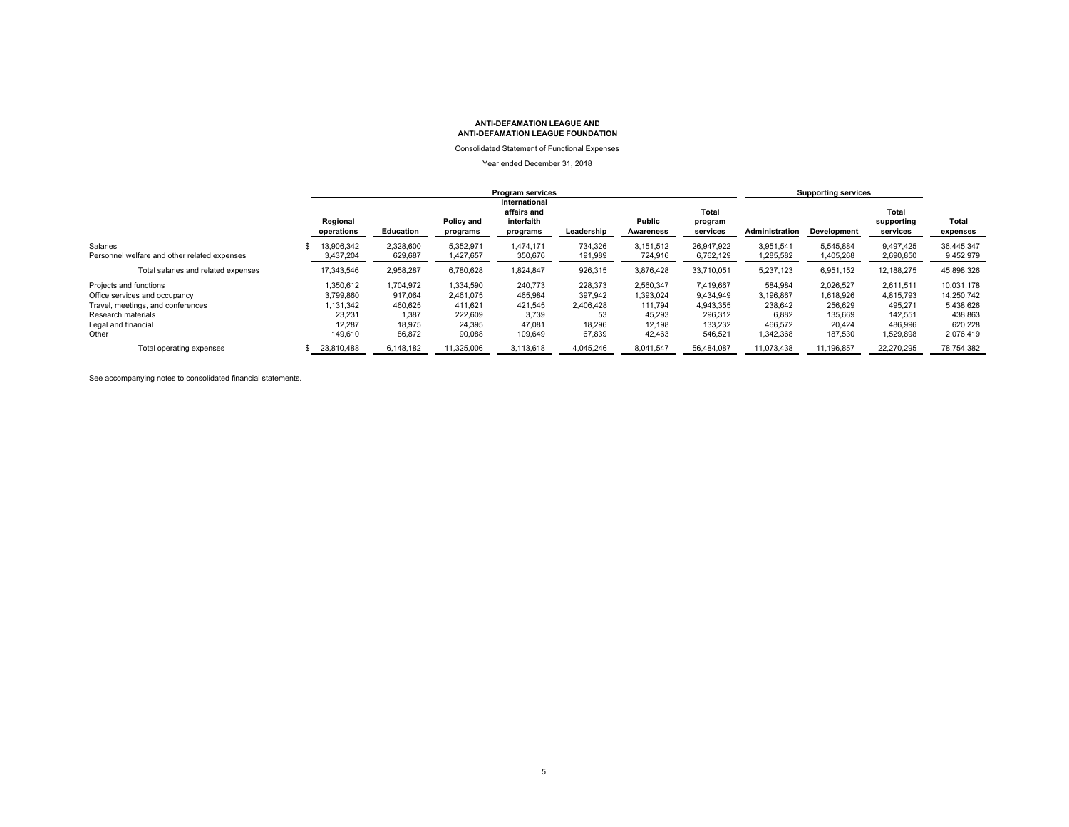**ANTI-DEFAMATION LEAGUE AND**
**ANTI-DEFAMATION LEAGUE FOUNDATION**

Consolidated Statement of Functional Expenses

Year ended December 31, 2018

| | Program services | | | | | | | Supporting services | | | |
|---|---|---|---|---|---|---|---|---|---|---|---|
| | Regional operations | Education | Policy and programs | International affairs and interfaith programs | Leadership | Public Awareness | Total program services | Administration | Development | Total supporting services | Total expenses |
| Salaries | $ 13,906,342 | 2,328,600 | 5,352,971 | 1,474,171 | 734,326 | 3,151,512 | 26,947,922 | 3,951,541 | 5,545,884 | 9,497,425 | 36,445,347 |
| Personnel welfare and other related expenses | 3,437,204 | 629,687 | 1,427,657 | 350,676 | 191,989 | 724,916 | 6,762,129 | 1,285,582 | 1,405,268 | 2,690,850 | 9,452,979 |
| Total salaries and related expenses | 17,343,546 | 2,958,287 | 6,780,628 | 1,824,847 | 926,315 | 3,876,428 | 33,710,051 | 5,237,123 | 6,951,152 | 12,188,275 | 45,898,326 |
| Projects and functions | 1,350,612 | 1,704,972 | 1,334,590 | 240,773 | 228,373 | 2,560,347 | 7,419,667 | 584,984 | 2,026,527 | 2,611,511 | 10,031,178 |
| Office services and occupancy | 3,799,860 | 917,064 | 2,461,075 | 465,984 | 397,942 | 1,393,024 | 9,434,949 | 3,196,867 | 1,618,926 | 4,815,793 | 14,250,742 |
| Travel, meetings, and conferences | 1,131,342 | 460,625 | 411,621 | 421,545 | 2,406,428 | 111,794 | 4,943,355 | 238,642 | 256,629 | 495,271 | 5,438,626 |
| Research materials | 23,231 | 1,387 | 222,609 | 3,739 | 53 | 45,293 | 296,312 | 6,882 | 135,669 | 142,551 | 438,863 |
| Legal and financial | 12,287 | 18,975 | 24,395 | 47,081 | 18,296 | 12,198 | 133,232 | 466,572 | 20,424 | 486,996 | 620,228 |
| Other | 149,610 | 86,872 | 90,088 | 109,649 | 67,839 | 42,463 | 546,521 | 1,342,368 | 187,530 | 1,529,898 | 2,076,419 |
| Total operating expenses | $ 23,810,488 | 6,148,182 | 11,325,006 | 3,113,618 | 4,045,246 | 8,041,547 | 56,484,087 | 11,073,438 | 11,196,857 | 22,270,295 | 78,754,382 |

See accompanying notes to consolidated financial statements.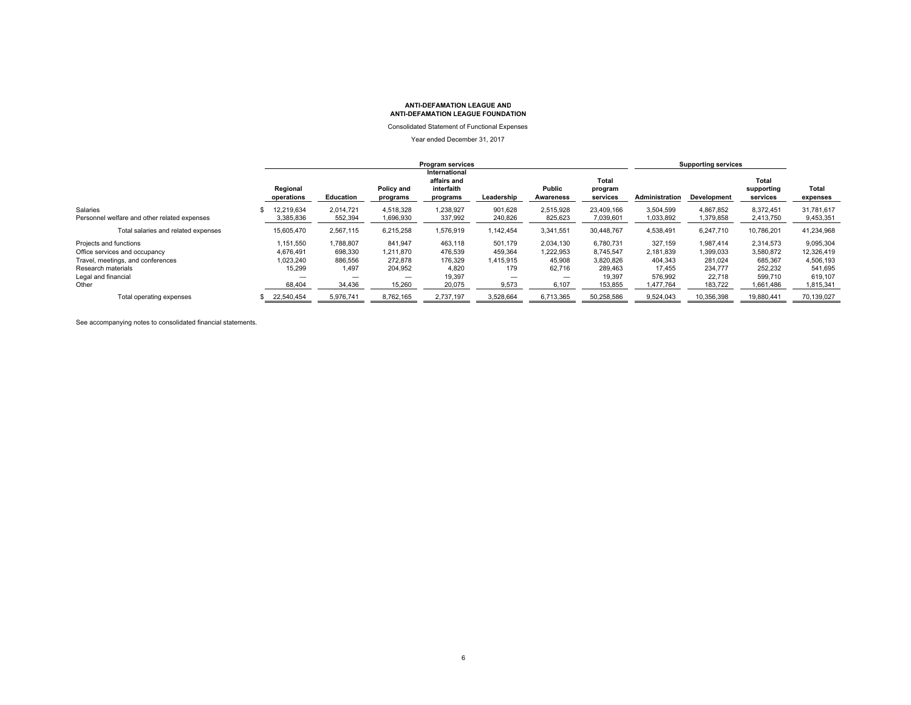**ANTI-DEFAMATION LEAGUE AND**
**ANTI-DEFAMATION LEAGUE FOUNDATION**

Consolidated Statement of Functional Expenses

Year ended December 31, 2017

| | Program services | | | | | | | Supporting services | | | |
|---|---|---|---|---|---|---|---|---|---|---|---|
| | Regional operations | Education | Policy and programs | International affairs and interfaith programs | Leadership | Public Awareness | Total program services | Administration | Development | Total supporting services | Total expenses |
| Salaries | $ 12,219,634 | 2,014,721 | 4,518,328 | 1,238,927 | 901,628 | 2,515,928 | 23,409,166 | 3,504,599 | 4,867,852 | 8,372,451 | 31,781,617 |
| Personnel welfare and other related expenses | 3,385,836 | 552,394 | 1,696,930 | 337,992 | 240,826 | 825,623 | 7,039,601 | 1,033,892 | 1,379,858 | 2,413,750 | 9,453,351 |
| Total salaries and related expenses | 15,605,470 | 2,567,115 | 6,215,258 | 1,576,919 | 1,142,454 | 3,341,551 | 30,448,767 | 4,538,491 | 6,247,710 | 10,786,201 | 41,234,968 |
| Projects and functions | 1,151,550 | 1,788,807 | 841,947 | 463,118 | 501,179 | 2,034,130 | 6,780,731 | 327,159 | 1,987,414 | 2,314,573 | 9,095,304 |
| Office services and occupancy | 4,676,491 | 698,330 | 1,211,870 | 476,539 | 459,364 | 1,222,953 | 8,745,547 | 2,181,839 | 1,399,033 | 3,580,872 | 12,326,419 |
| Travel, meetings, and conferences | 1,023,240 | 886,556 | 272,878 | 176,329 | 1,415,915 | 45,908 | 3,820,826 | 404,343 | 281,024 | 685,367 | 4,506,193 |
| Research materials | 15,299 | 1,497 | 204,952 | 4,820 | 179 | 62,716 | 289,463 | 17,455 | 234,777 | 252,232 | 541,695 |
| Legal and financial | — | — | — | 19,397 | — | — | 19,397 | 576,992 | 22,718 | 599,710 | 619,107 |
| Other | 68,404 | 34,436 | 15,260 | 20,075 | 9,573 | 6,107 | 153,855 | 1,477,764 | 183,722 | 1,661,486 | 1,815,341 |
| Total operating expenses | $ 22,540,454 | 5,976,741 | 8,762,165 | 2,737,197 | 3,528,664 | 6,713,365 | 50,258,586 | 9,524,043 | 10,356,398 | 19,880,441 | 70,139,027 |

See accompanying notes to consolidated financial statements.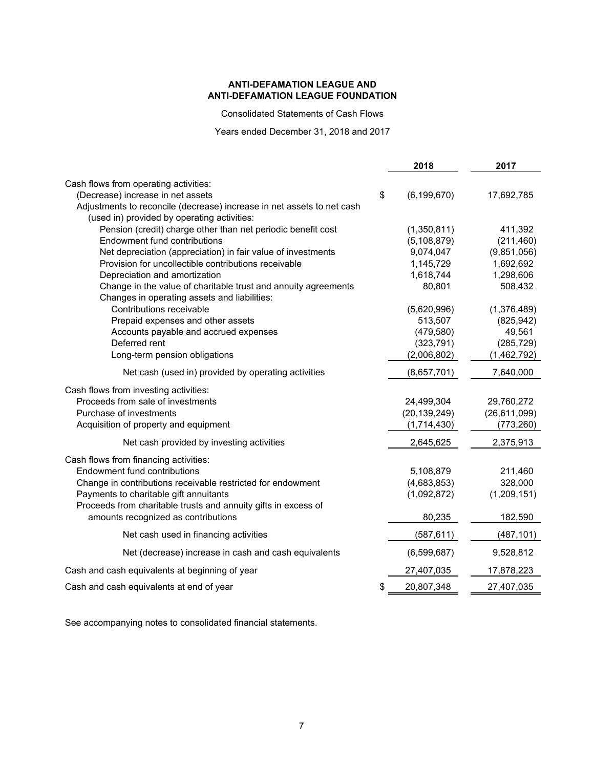**ANTI-DEFAMATION LEAGUE AND ANTI-DEFAMATION LEAGUE FOUNDATION**

Consolidated Statements of Cash Flows

Years ended December 31, 2018 and 2017

| | 2018 | 2017 |
|---|---|---|
| Cash flows from operating activities: | | |
| (Decrease) increase in net assets | $ (6,199,670) | 17,692,785 |
| Adjustments to reconcile (decrease) increase in net assets to net cash (used in) provided by operating activities: | | |
| Pension (credit) charge other than net periodic benefit cost | (1,350,811) | 411,392 |
| Endowment fund contributions | (5,108,879) | (211,460) |
| Net depreciation (appreciation) in fair value of investments | 9,074,047 | (9,851,056) |
| Provision for uncollectible contributions receivable | 1,145,729 | 1,692,692 |
| Depreciation and amortization | 1,618,744 | 1,298,606 |
| Change in the value of charitable trust and annuity agreements | 80,801 | 508,432 |
| Changes in operating assets and liabilities: | | |
| Contributions receivable | (5,620,996) | (1,376,489) |
| Prepaid expenses and other assets | 513,507 | (825,942) |
| Accounts payable and accrued expenses | (479,580) | 49,561 |
| Deferred rent | (323,791) | (285,729) |
| Long-term pension obligations | (2,006,802) | (1,462,792) |
| Net cash (used in) provided by operating activities | (8,657,701) | 7,640,000 |
| Cash flows from investing activities: | | |
| Proceeds from sale of investments | 24,499,304 | 29,760,272 |
| Purchase of investments | (20,139,249) | (26,611,099) |
| Acquisition of property and equipment | (1,714,430) | (773,260) |
| Net cash provided by investing activities | 2,645,625 | 2,375,913 |
| Cash flows from financing activities: | | |
| Endowment fund contributions | 5,108,879 | 211,460 |
| Change in contributions receivable restricted for endowment | (4,683,853) | 328,000 |
| Payments to charitable gift annuitants | (1,092,872) | (1,209,151) |
| Proceeds from charitable trusts and annuity gifts in excess of amounts recognized as contributions | 80,235 | 182,590 |
| Net cash used in financing activities | (587,611) | (487,101) |
| Net (decrease) increase in cash and cash equivalents | (6,599,687) | 9,528,812 |
| Cash and cash equivalents at beginning of year | 27,407,035 | 17,878,223 |
| Cash and cash equivalents at end of year | $ 20,807,348 | 27,407,035 |

See accompanying notes to consolidated financial statements.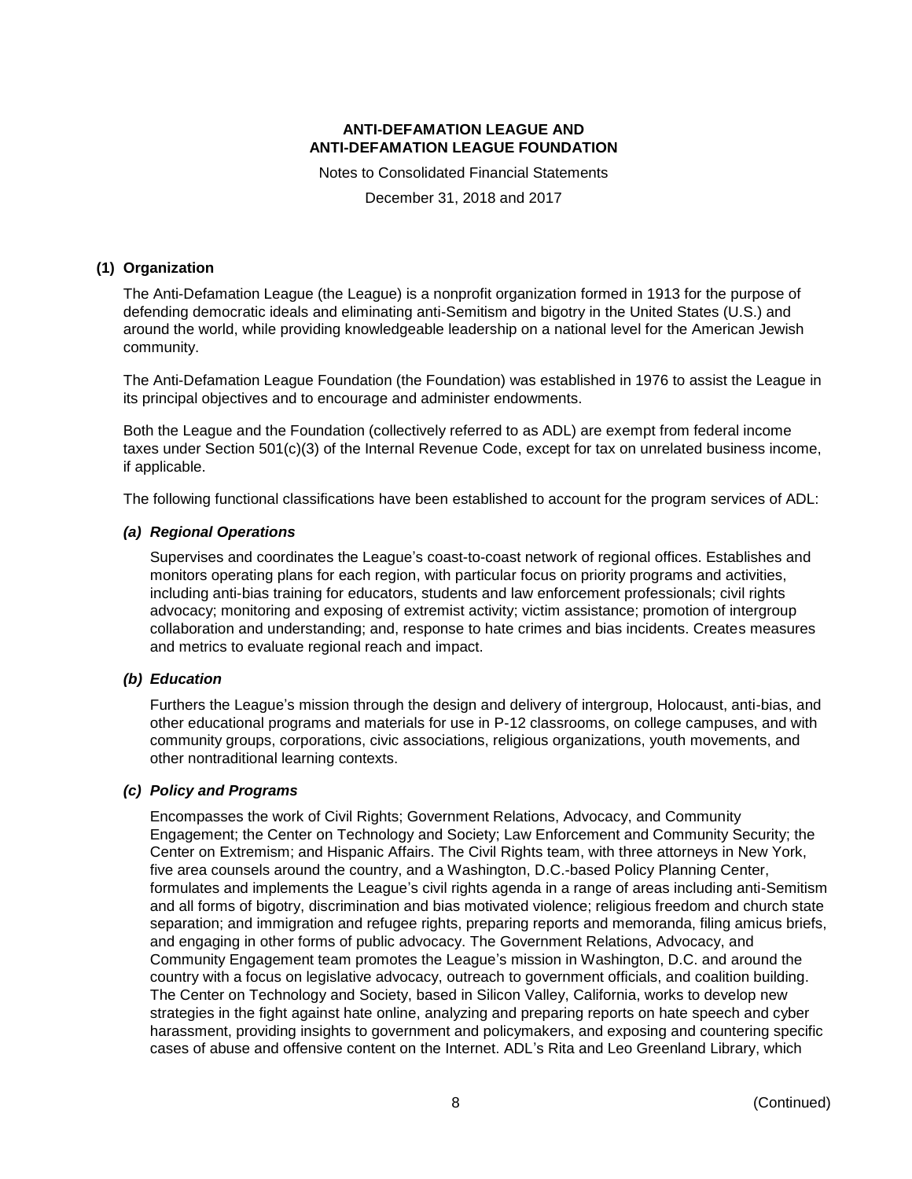# ANTI-DEFAMATION LEAGUE AND ANTI-DEFAMATION LEAGUE FOUNDATION

Notes to Consolidated Financial Statements

December 31, 2018 and 2017

## (1) Organization

The Anti-Defamation League (the League) is a nonprofit organization formed in 1913 for the purpose of defending democratic ideals and eliminating anti-Semitism and bigotry in the United States (U.S.) and around the world, while providing knowledgeable leadership on a national level for the American Jewish community.

The Anti-Defamation League Foundation (the Foundation) was established in 1976 to assist the League in its principal objectives and to encourage and administer endowments.

Both the League and the Foundation (collectively referred to as ADL) are exempt from federal income taxes under Section 501(c)(3) of the Internal Revenue Code, except for tax on unrelated business income, if applicable.

The following functional classifications have been established to account for the program services of ADL:

### *(a) Regional Operations*

Supervises and coordinates the League's coast-to-coast network of regional offices. Establishes and monitors operating plans for each region, with particular focus on priority programs and activities, including anti-bias training for educators, students and law enforcement professionals; civil rights advocacy; monitoring and exposing of extremist activity; victim assistance; promotion of intergroup collaboration and understanding; and, response to hate crimes and bias incidents. Creates measures and metrics to evaluate regional reach and impact.

### *(b) Education*

Furthers the League's mission through the design and delivery of intergroup, Holocaust, anti-bias, and other educational programs and materials for use in P-12 classrooms, on college campuses, and with community groups, corporations, civic associations, religious organizations, youth movements, and other nontraditional learning contexts.

### *(c) Policy and Programs*

Encompasses the work of Civil Rights; Government Relations, Advocacy, and Community Engagement; the Center on Technology and Society; Law Enforcement and Community Security; the Center on Extremism; and Hispanic Affairs. The Civil Rights team, with three attorneys in New York, five area counsels around the country, and a Washington, D.C.-based Policy Planning Center, formulates and implements the League's civil rights agenda in a range of areas including anti-Semitism and all forms of bigotry, discrimination and bias motivated violence; religious freedom and church state separation; and immigration and refugee rights, preparing reports and memoranda, filing amicus briefs, and engaging in other forms of public advocacy. The Government Relations, Advocacy, and Community Engagement team promotes the League's mission in Washington, D.C. and around the country with a focus on legislative advocacy, outreach to government officials, and coalition building. The Center on Technology and Society, based in Silicon Valley, California, works to develop new strategies in the fight against hate online, analyzing and preparing reports on hate speech and cyber harassment, providing insights to government and policymakers, and exposing and countering specific cases of abuse and offensive content on the Internet. ADL's Rita and Leo Greenland Library, which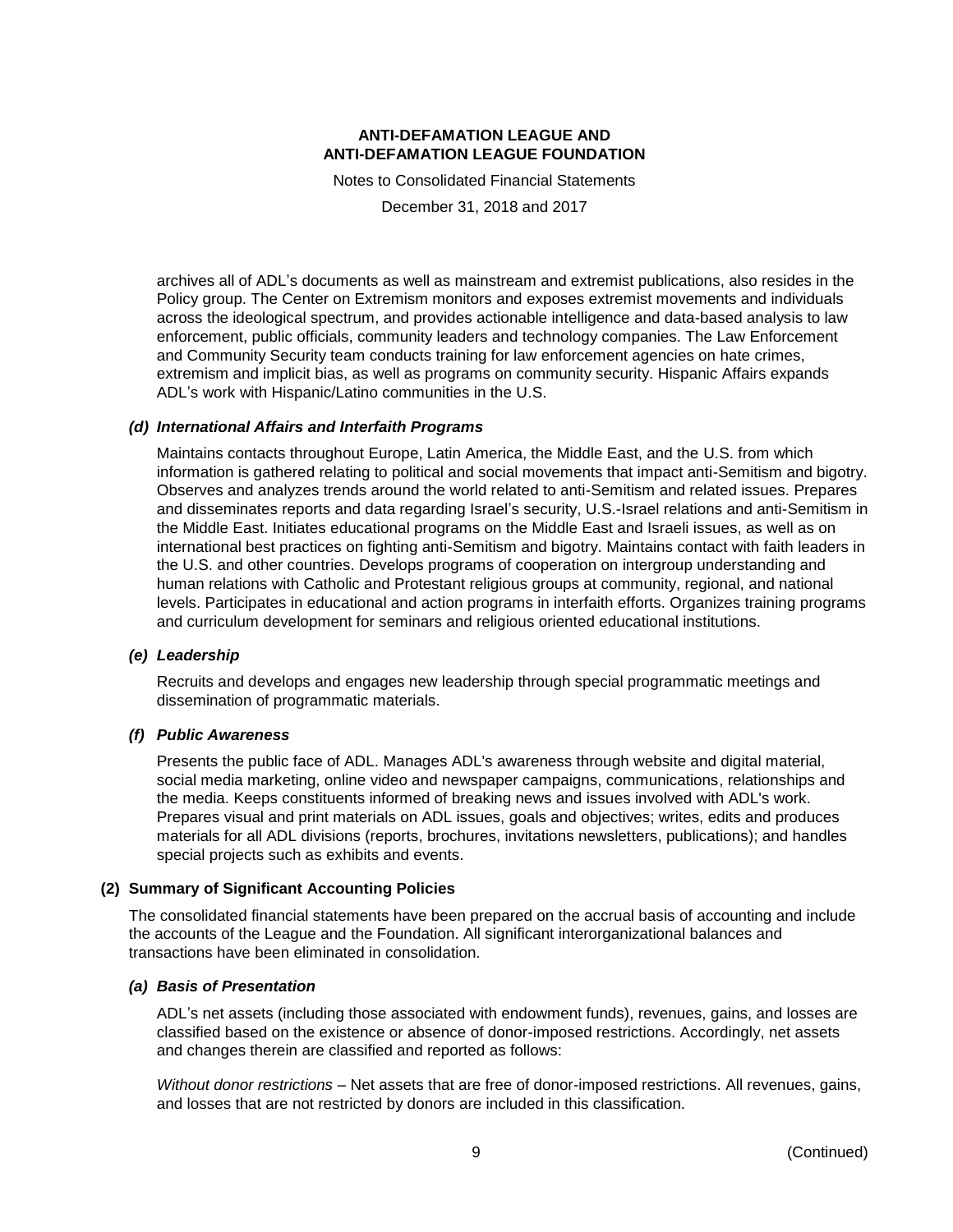archives all of ADL's documents as well as mainstream and extremist publications, also resides in the Policy group. The Center on Extremism monitors and exposes extremist movements and individuals across the ideological spectrum, and provides actionable intelligence and data-based analysis to law enforcement, public officials, community leaders and technology companies. The Law Enforcement and Community Security team conducts training for law enforcement agencies on hate crimes, extremism and implicit bias, as well as programs on community security. Hispanic Affairs expands ADL's work with Hispanic/Latino communities in the U.S.

### *(d) International Affairs and Interfaith Programs*

Maintains contacts throughout Europe, Latin America, the Middle East, and the U.S. from which information is gathered relating to political and social movements that impact anti-Semitism and bigotry. Observes and analyzes trends around the world related to anti-Semitism and related issues. Prepares and disseminates reports and data regarding Israel's security, U.S.-Israel relations and anti-Semitism in the Middle East. Initiates educational programs on the Middle East and Israeli issues, as well as on international best practices on fighting anti-Semitism and bigotry. Maintains contact with faith leaders in the U.S. and other countries. Develops programs of cooperation on intergroup understanding and human relations with Catholic and Protestant religious groups at community, regional, and national levels. Participates in educational and action programs in interfaith efforts. Organizes training programs and curriculum development for seminars and religious oriented educational institutions.

### *(e) Leadership*

Recruits and develops and engages new leadership through special programmatic meetings and dissemination of programmatic materials.

### *(f) Public Awareness*

Presents the public face of ADL. Manages ADL's awareness through website and digital material, social media marketing, online video and newspaper campaigns, communications, relationships and the media. Keeps constituents informed of breaking news and issues involved with ADL's work. Prepares visual and print materials on ADL issues, goals and objectives; writes, edits and produces materials for all ADL divisions (reports, brochures, invitations newsletters, publications); and handles special projects such as exhibits and events.

## (2) Summary of Significant Accounting Policies

The consolidated financial statements have been prepared on the accrual basis of accounting and include the accounts of the League and the Foundation. All significant interorganizational balances and transactions have been eliminated in consolidation.

### *(a) Basis of Presentation*

ADL's net assets (including those associated with endowment funds), revenues, gains, and losses are classified based on the existence or absence of donor-imposed restrictions. Accordingly, net assets and changes therein are classified and reported as follows:

*Without donor restrictions* – Net assets that are free of donor-imposed restrictions. All revenues, gains, and losses that are not restricted by donors are included in this classification.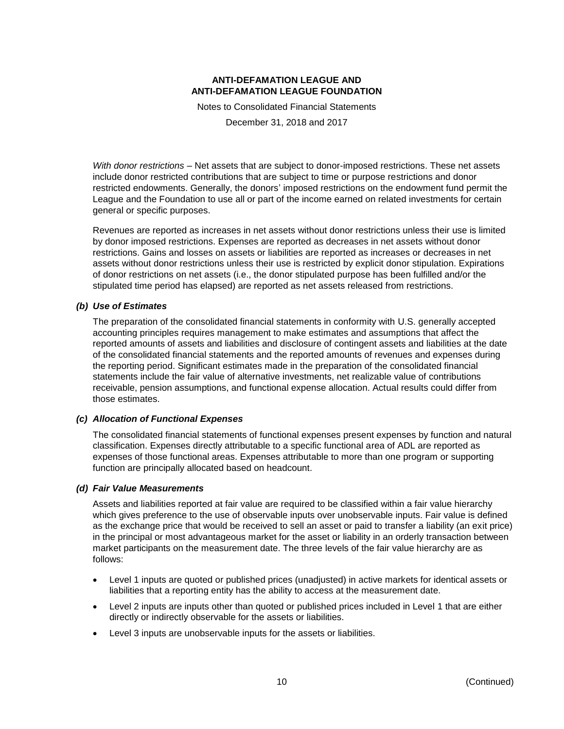*With donor restrictions* – Net assets that are subject to donor-imposed restrictions. These net assets include donor restricted contributions that are subject to time or purpose restrictions and donor restricted endowments. Generally, the donors' imposed restrictions on the endowment fund permit the League and the Foundation to use all or part of the income earned on related investments for certain general or specific purposes.

Revenues are reported as increases in net assets without donor restrictions unless their use is limited by donor imposed restrictions. Expenses are reported as decreases in net assets without donor restrictions. Gains and losses on assets or liabilities are reported as increases or decreases in net assets without donor restrictions unless their use is restricted by explicit donor stipulation. Expirations of donor restrictions on net assets (i.e., the donor stipulated purpose has been fulfilled and/or the stipulated time period has elapsed) are reported as net assets released from restrictions.

### *(b) Use of Estimates*

The preparation of the consolidated financial statements in conformity with U.S. generally accepted accounting principles requires management to make estimates and assumptions that affect the reported amounts of assets and liabilities and disclosure of contingent assets and liabilities at the date of the consolidated financial statements and the reported amounts of revenues and expenses during the reporting period. Significant estimates made in the preparation of the consolidated financial statements include the fair value of alternative investments, net realizable value of contributions receivable, pension assumptions, and functional expense allocation. Actual results could differ from those estimates.

### *(c) Allocation of Functional Expenses*

The consolidated financial statements of functional expenses present expenses by function and natural classification. Expenses directly attributable to a specific functional area of ADL are reported as expenses of those functional areas. Expenses attributable to more than one program or supporting function are principally allocated based on headcount.

### *(d) Fair Value Measurements*

Assets and liabilities reported at fair value are required to be classified within a fair value hierarchy which gives preference to the use of observable inputs over unobservable inputs. Fair value is defined as the exchange price that would be received to sell an asset or paid to transfer a liability (an exit price) in the principal or most advantageous market for the asset or liability in an orderly transaction between market participants on the measurement date. The three levels of the fair value hierarchy are as follows:

- Level 1 inputs are quoted or published prices (unadjusted) in active markets for identical assets or liabilities that a reporting entity has the ability to access at the measurement date.
- Level 2 inputs are inputs other than quoted or published prices included in Level 1 that are either directly or indirectly observable for the assets or liabilities.
- Level 3 inputs are unobservable inputs for the assets or liabilities.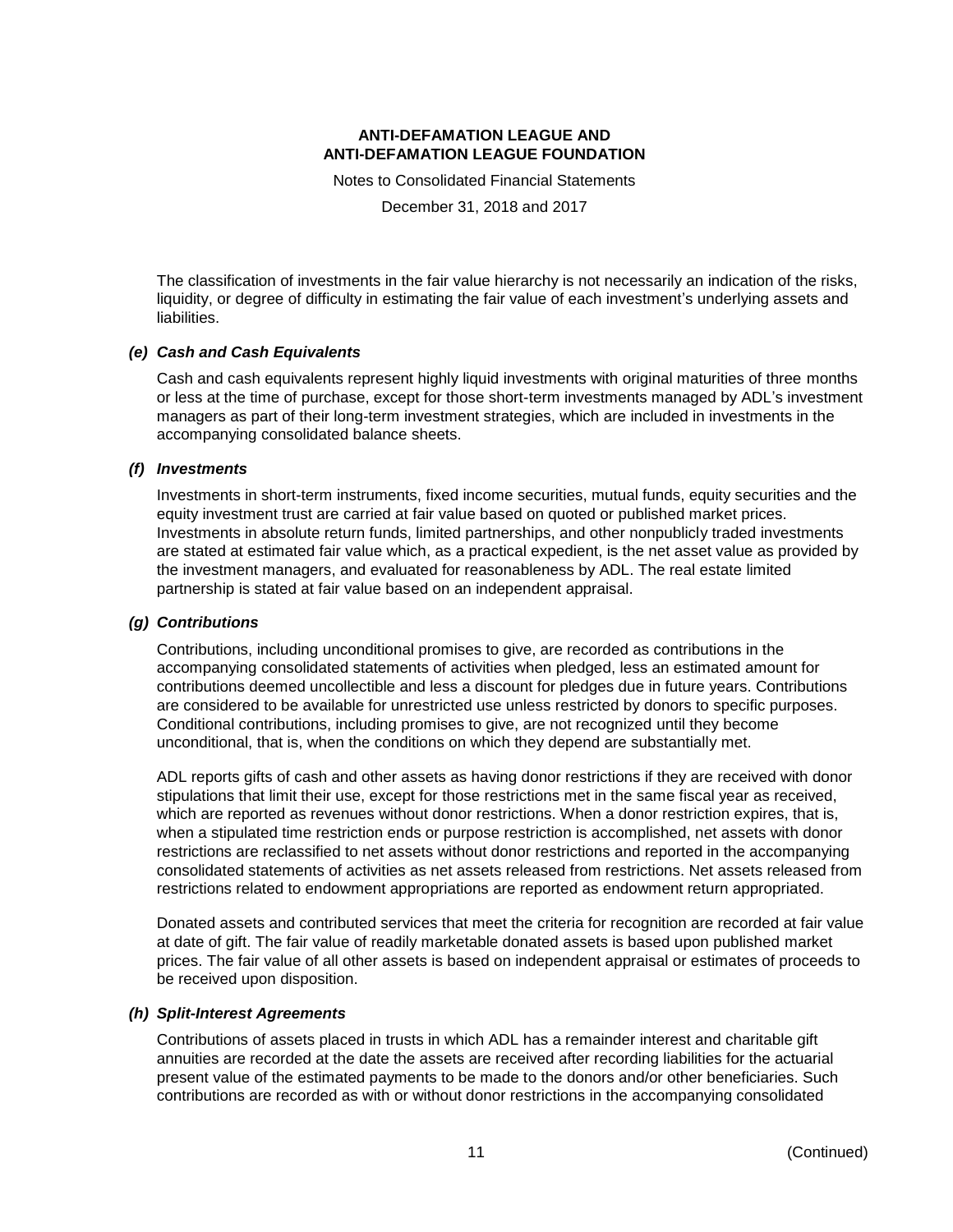The classification of investments in the fair value hierarchy is not necessarily an indication of the risks, liquidity, or degree of difficulty in estimating the fair value of each investment's underlying assets and liabilities.

### *(e) Cash and Cash Equivalents*

Cash and cash equivalents represent highly liquid investments with original maturities of three months or less at the time of purchase, except for those short-term investments managed by ADL's investment managers as part of their long-term investment strategies, which are included in investments in the accompanying consolidated balance sheets.

### *(f) Investments*

Investments in short-term instruments, fixed income securities, mutual funds, equity securities and the equity investment trust are carried at fair value based on quoted or published market prices. Investments in absolute return funds, limited partnerships, and other nonpublicly traded investments are stated at estimated fair value which, as a practical expedient, is the net asset value as provided by the investment managers, and evaluated for reasonableness by ADL. The real estate limited partnership is stated at fair value based on an independent appraisal.

### *(g) Contributions*

Contributions, including unconditional promises to give, are recorded as contributions in the accompanying consolidated statements of activities when pledged, less an estimated amount for contributions deemed uncollectible and less a discount for pledges due in future years. Contributions are considered to be available for unrestricted use unless restricted by donors to specific purposes. Conditional contributions, including promises to give, are not recognized until they become unconditional, that is, when the conditions on which they depend are substantially met.

ADL reports gifts of cash and other assets as having donor restrictions if they are received with donor stipulations that limit their use, except for those restrictions met in the same fiscal year as received, which are reported as revenues without donor restrictions. When a donor restriction expires, that is, when a stipulated time restriction ends or purpose restriction is accomplished, net assets with donor restrictions are reclassified to net assets without donor restrictions and reported in the accompanying consolidated statements of activities as net assets released from restrictions. Net assets released from restrictions related to endowment appropriations are reported as endowment return appropriated.

Donated assets and contributed services that meet the criteria for recognition are recorded at fair value at date of gift. The fair value of readily marketable donated assets is based upon published market prices. The fair value of all other assets is based on independent appraisal or estimates of proceeds to be received upon disposition.

### *(h) Split-Interest Agreements*

Contributions of assets placed in trusts in which ADL has a remainder interest and charitable gift annuities are recorded at the date the assets are received after recording liabilities for the actuarial present value of the estimated payments to be made to the donors and/or other beneficiaries. Such contributions are recorded as with or without donor restrictions in the accompanying consolidated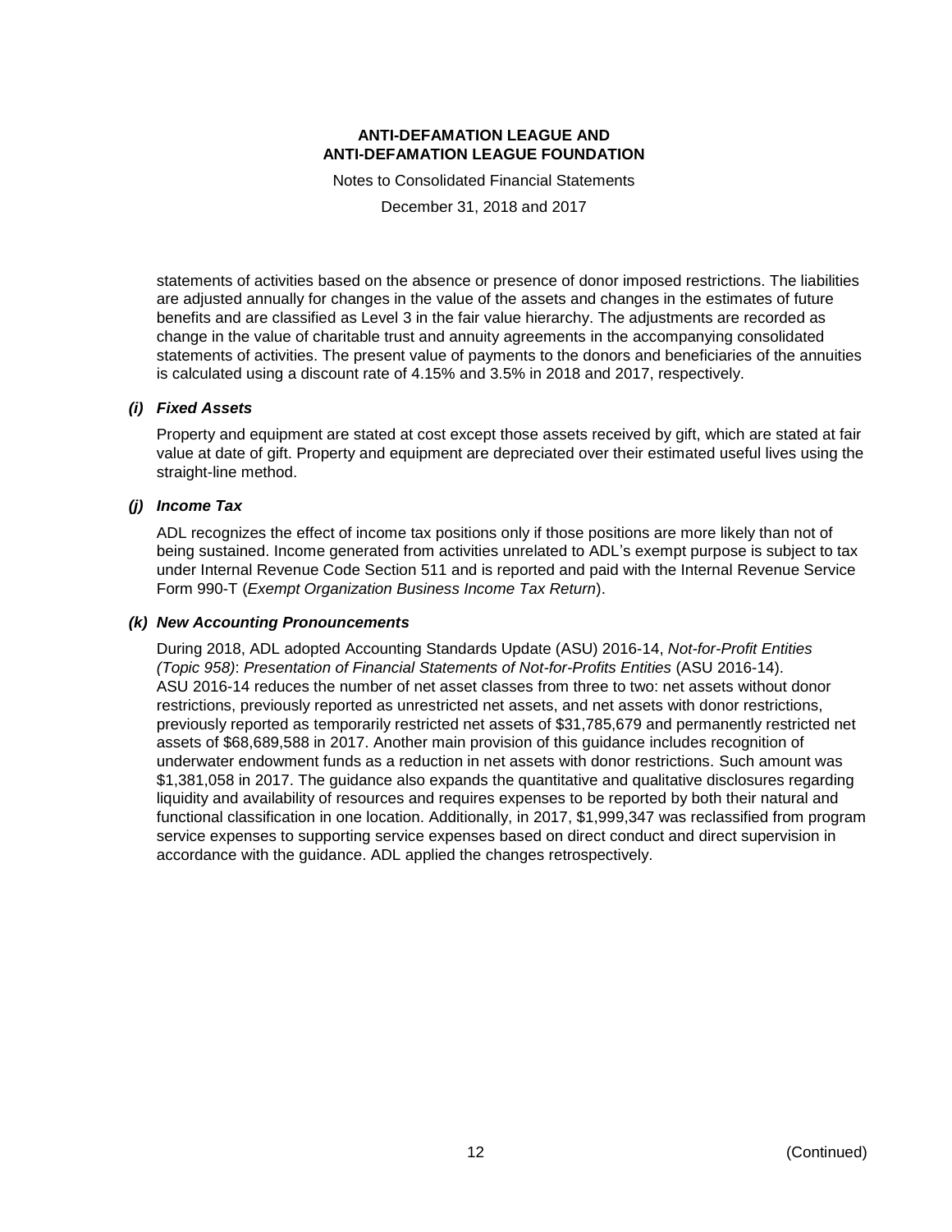statements of activities based on the absence or presence of donor imposed restrictions. The liabilities are adjusted annually for changes in the value of the assets and changes in the estimates of future benefits and are classified as Level 3 in the fair value hierarchy. The adjustments are recorded as change in the value of charitable trust and annuity agreements in the accompanying consolidated statements of activities. The present value of payments to the donors and beneficiaries of the annuities is calculated using a discount rate of 4.15% and 3.5% in 2018 and 2017, respectively.

### *(i) Fixed Assets*

Property and equipment are stated at cost except those assets received by gift, which are stated at fair value at date of gift. Property and equipment are depreciated over their estimated useful lives using the straight-line method.

### *(j) Income Tax*

ADL recognizes the effect of income tax positions only if those positions are more likely than not of being sustained. Income generated from activities unrelated to ADL's exempt purpose is subject to tax under Internal Revenue Code Section 511 and is reported and paid with the Internal Revenue Service Form 990-T (*Exempt Organization Business Income Tax Return*).

### *(k) New Accounting Pronouncements*

During 2018, ADL adopted Accounting Standards Update (ASU) 2016-14, *Not-for-Profit Entities (Topic 958)*: *Presentation of Financial Statements of Not-for-Profits Entities* (ASU 2016-14). ASU 2016-14 reduces the number of net asset classes from three to two: net assets without donor restrictions, previously reported as unrestricted net assets, and net assets with donor restrictions, previously reported as temporarily restricted net assets of $31,785,679 and permanently restricted net assets of $68,689,588 in 2017. Another main provision of this guidance includes recognition of underwater endowment funds as a reduction in net assets with donor restrictions. Such amount was $1,381,058 in 2017. The guidance also expands the quantitative and qualitative disclosures regarding liquidity and availability of resources and requires expenses to be reported by both their natural and functional classification in one location. Additionally, in 2017, $1,999,347 was reclassified from program service expenses to supporting service expenses based on direct conduct and direct supervision in accordance with the guidance. ADL applied the changes retrospectively.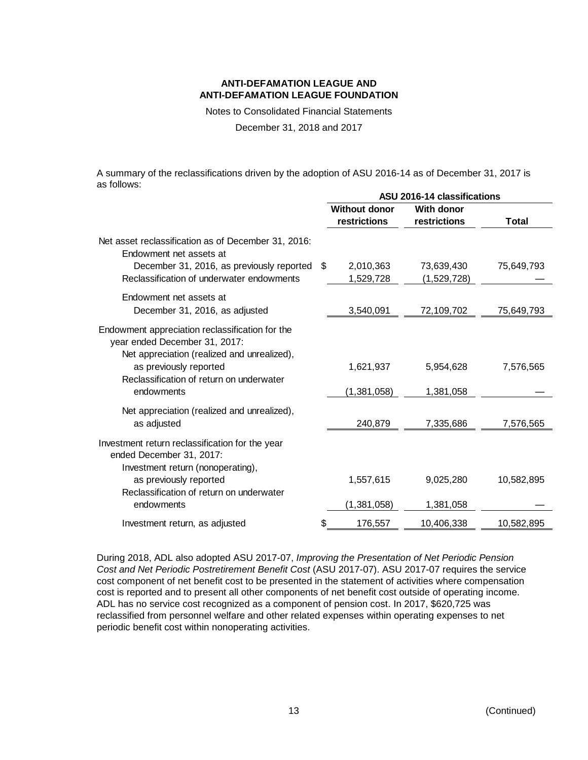A summary of the reclassifications driven by the adoption of ASU 2016-14 as of December 31, 2017 is as follows:

| | ASU 2016-14 classifications | | |
|---|---|---|---|
| | Without donor restrictions | With donor restrictions | Total |
| Net asset reclassification as of December 31, 2016: | | | |
| Endowment net assets at December 31, 2016, as previously reported | $ 2,010,363 | 73,639,430 | 75,649,793 |
| Reclassification of underwater endowments | 1,529,728 | (1,529,728) | — |
| Endowment net assets at December 31, 2016, as adjusted | 3,540,091 | 72,109,702 | 75,649,793 |
| Endowment appreciation reclassification for the year ended December 31, 2017: | | | |
| Net appreciation (realized and unrealized), as previously reported | 1,621,937 | 5,954,628 | 7,576,565 |
| Reclassification of return on underwater endowments | (1,381,058) | 1,381,058 | — |
| Net appreciation (realized and unrealized), as adjusted | 240,879 | 7,335,686 | 7,576,565 |
| Investment return reclassification for the year ended December 31, 2017: | | | |
| Investment return (nonoperating), as previously reported | 1,557,615 | 9,025,280 | 10,582,895 |
| Reclassification of return on underwater endowments | (1,381,058) | 1,381,058 | — |
| Investment return, as adjusted | $ 176,557 | 10,406,338 | 10,582,895 |

During 2018, ADL also adopted ASU 2017-07, *Improving the Presentation of Net Periodic Pension Cost and Net Periodic Postretirement Benefit Cost* (ASU 2017-07). ASU 2017-07 requires the service cost component of net benefit cost to be presented in the statement of activities where compensation cost is reported and to present all other components of net benefit cost outside of operating income. ADL has no service cost recognized as a component of pension cost. In 2017, $620,725 was reclassified from personnel welfare and other related expenses within operating expenses to net periodic benefit cost within nonoperating activities.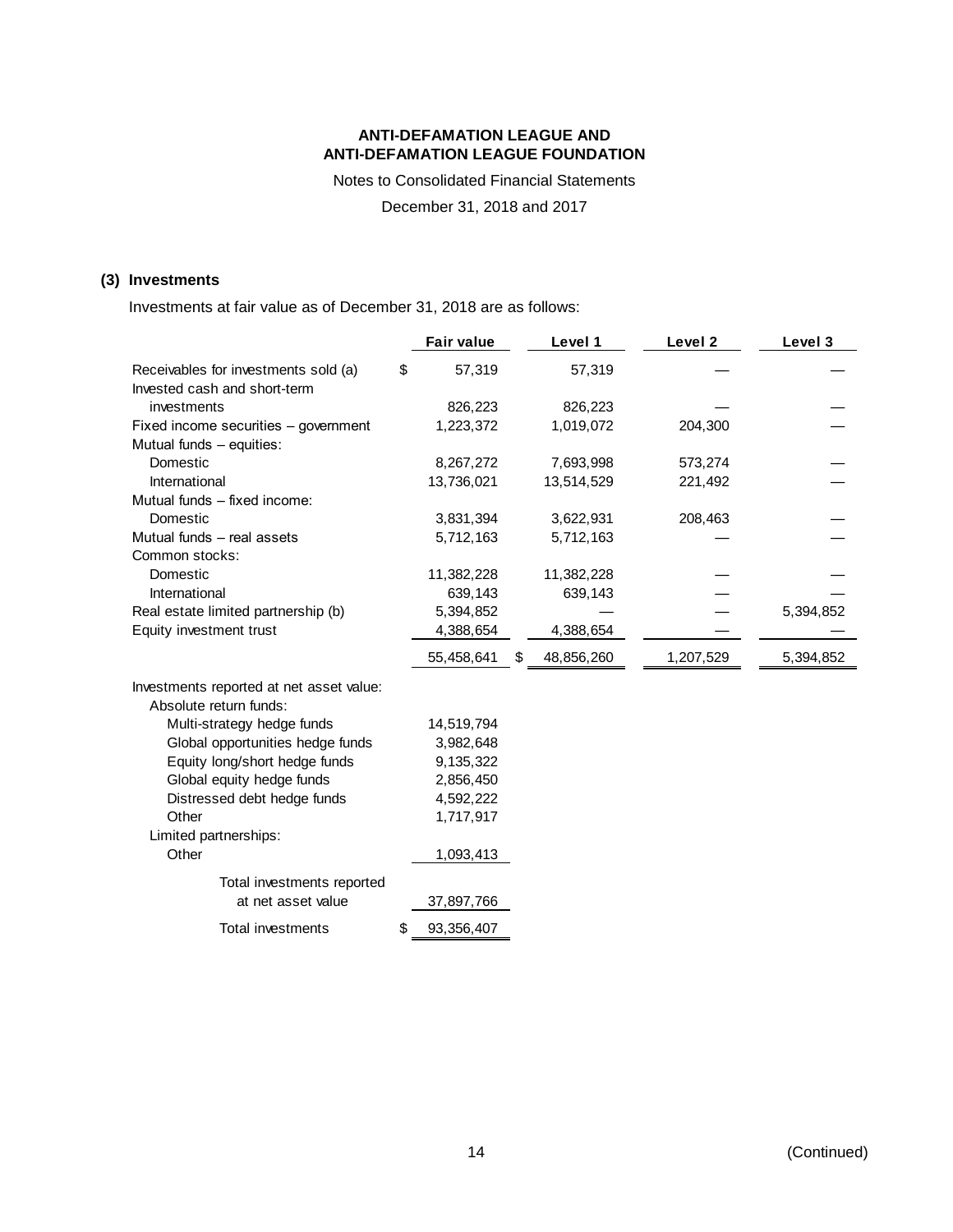ANTI-DEFAMATION LEAGUE AND
ANTI-DEFAMATION LEAGUE FOUNDATION

Notes to Consolidated Financial Statements

December 31, 2018 and 2017

### (3) Investments

Investments at fair value as of December 31, 2018 are as follows:

| | Fair value | Level 1 | Level 2 | Level 3 |
|---|---|---|---|---|
| Receivables for investments sold (a) | $ 57,319 | 57,319 | — | — |
| Invested cash and short-term investments | 826,223 | 826,223 | — | — |
| Fixed income securities – government | 1,223,372 | 1,019,072 | 204,300 | — |
| Mutual funds – equities: | | | | |
| Domestic | 8,267,272 | 7,693,998 | 573,274 | — |
| International | 13,736,021 | 13,514,529 | 221,492 | — |
| Mutual funds – fixed income: | | | | |
| Domestic | 3,831,394 | 3,622,931 | 208,463 | — |
| Mutual funds – real assets | 5,712,163 | 5,712,163 | — | — |
| Common stocks: | | | | |
| Domestic | 11,382,228 | 11,382,228 | — | — |
| International | 639,143 | 639,143 | — | — |
| Real estate limited partnership (b) | 5,394,852 | — | — | 5,394,852 |
| Equity investment trust | 4,388,654 | 4,388,654 | — | — |
| | 55,458,641 | $ 48,856,260 | 1,207,529 | 5,394,852 |
| Investments reported at net asset value: | | | | |
| Absolute return funds: | | | | |
| Multi-strategy hedge funds | 14,519,794 | | | |
| Global opportunities hedge funds | 3,982,648 | | | |
| Equity long/short hedge funds | 9,135,322 | | | |
| Global equity hedge funds | 2,856,450 | | | |
| Distressed debt hedge funds | 4,592,222 | | | |
| Other | 1,717,917 | | | |
| Limited partnerships: | | | | |
| Other | 1,093,413 | | | |
| Total investments reported at net asset value | 37,897,766 | | | |
| Total investments | $ 93,356,407 | | | |

(Continued)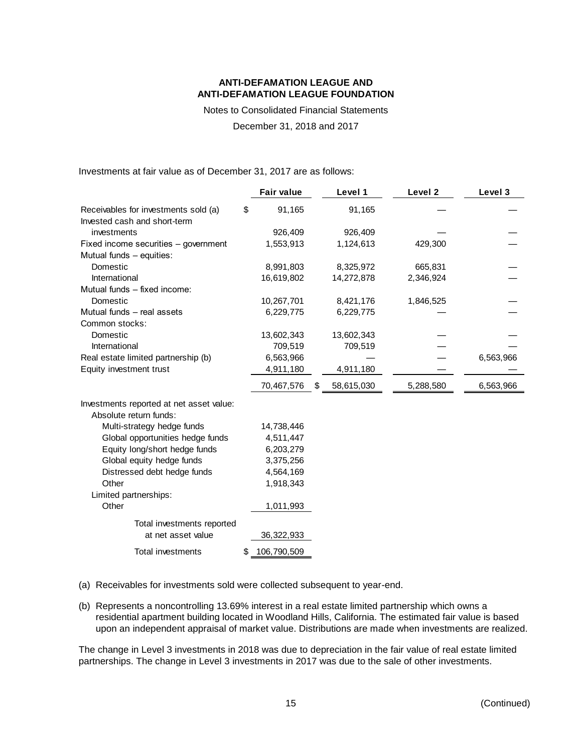Investments at fair value as of December 31, 2017 are as follows:

| | Fair value | Level 1 | Level 2 | Level 3 |
|---|---|---|---|---|
| Receivables for investments sold (a) | $ 91,165 | 91,165 | — | — |
| Invested cash and short-term investments | 926,409 | 926,409 | — | — |
| Fixed income securities – government | 1,553,913 | 1,124,613 | 429,300 | — |
| Mutual funds – equities: | | | | |
| Domestic | 8,991,803 | 8,325,972 | 665,831 | — |
| International | 16,619,802 | 14,272,878 | 2,346,924 | — |
| Mutual funds – fixed income: | | | | |
| Domestic | 10,267,701 | 8,421,176 | 1,846,525 | — |
| Mutual funds – real assets | 6,229,775 | 6,229,775 | — | — |
| Common stocks: | | | | |
| Domestic | 13,602,343 | 13,602,343 | — | — |
| International | 709,519 | 709,519 | — | — |
| Real estate limited partnership (b) | 6,563,966 | — | — | 6,563,966 |
| Equity investment trust | 4,911,180 | 4,911,180 | — | — |
| | 70,467,576 | $ 58,615,030 | 5,288,580 | 6,563,966 |
| Investments reported at net asset value: | | | | |
| Absolute return funds: | | | | |
| Multi-strategy hedge funds | 14,738,446 | | | |
| Global opportunities hedge funds | 4,511,447 | | | |
| Equity long/short hedge funds | 6,203,279 | | | |
| Global equity hedge funds | 3,375,256 | | | |
| Distressed debt hedge funds | 4,564,169 | | | |
| Other | 1,918,343 | | | |
| Limited partnerships: | | | | |
| Other | 1,011,993 | | | |
| Total investments reported at net asset value | 36,322,933 | | | |
| Total investments | $ 106,790,509 | | | |

(a) Receivables for investments sold were collected subsequent to year-end.

(b) Represents a noncontrolling 13.69% interest in a real estate limited partnership which owns a residential apartment building located in Woodland Hills, California. The estimated fair value is based upon an independent appraisal of market value. Distributions are made when investments are realized.

The change in Level 3 investments in 2018 was due to depreciation in the fair value of real estate limited partnerships. The change in Level 3 investments in 2017 was due to the sale of other investments.

(Continued)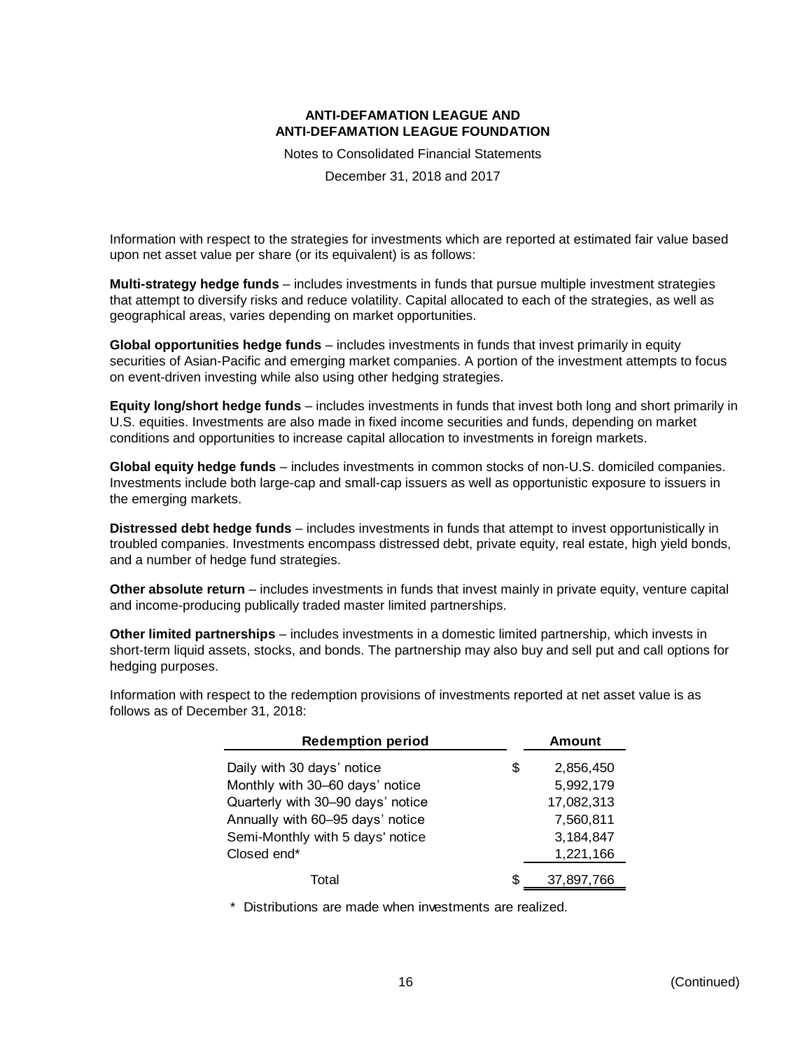Information with respect to the strategies for investments which are reported at estimated fair value based upon net asset value per share (or its equivalent) is as follows:

**Multi-strategy hedge funds** – includes investments in funds that pursue multiple investment strategies that attempt to diversify risks and reduce volatility. Capital allocated to each of the strategies, as well as geographical areas, varies depending on market opportunities.

**Global opportunities hedge funds** – includes investments in funds that invest primarily in equity securities of Asian-Pacific and emerging market companies. A portion of the investment attempts to focus on event-driven investing while also using other hedging strategies.

**Equity long/short hedge funds** – includes investments in funds that invest both long and short primarily in U.S. equities. Investments are also made in fixed income securities and funds, depending on market conditions and opportunities to increase capital allocation to investments in foreign markets.

**Global equity hedge funds** – includes investments in common stocks of non-U.S. domiciled companies. Investments include both large-cap and small-cap issuers as well as opportunistic exposure to issuers in the emerging markets.

**Distressed debt hedge funds** – includes investments in funds that attempt to invest opportunistically in troubled companies. Investments encompass distressed debt, private equity, real estate, high yield bonds, and a number of hedge fund strategies.

**Other absolute return** – includes investments in funds that invest mainly in private equity, venture capital and income-producing publically traded master limited partnerships.

**Other limited partnerships** – includes investments in a domestic limited partnership, which invests in short-term liquid assets, stocks, and bonds. The partnership may also buy and sell put and call options for hedging purposes.

Information with respect to the redemption provisions of investments reported at net asset value is as follows as of December 31, 2018:

| Redemption period | Amount |
|---|---|
| Daily with 30 days' notice | $ 2,856,450 |
| Monthly with 30–60 days' notice | 5,992,179 |
| Quarterly with 30–90 days' notice | 17,082,313 |
| Annually with 60–95 days' notice | 7,560,811 |
| Semi-Monthly with 5 days' notice | 3,184,847 |
| Closed end* | 1,221,166 |
| Total | $ 37,897,766 |

\* Distributions are made when investments are realized.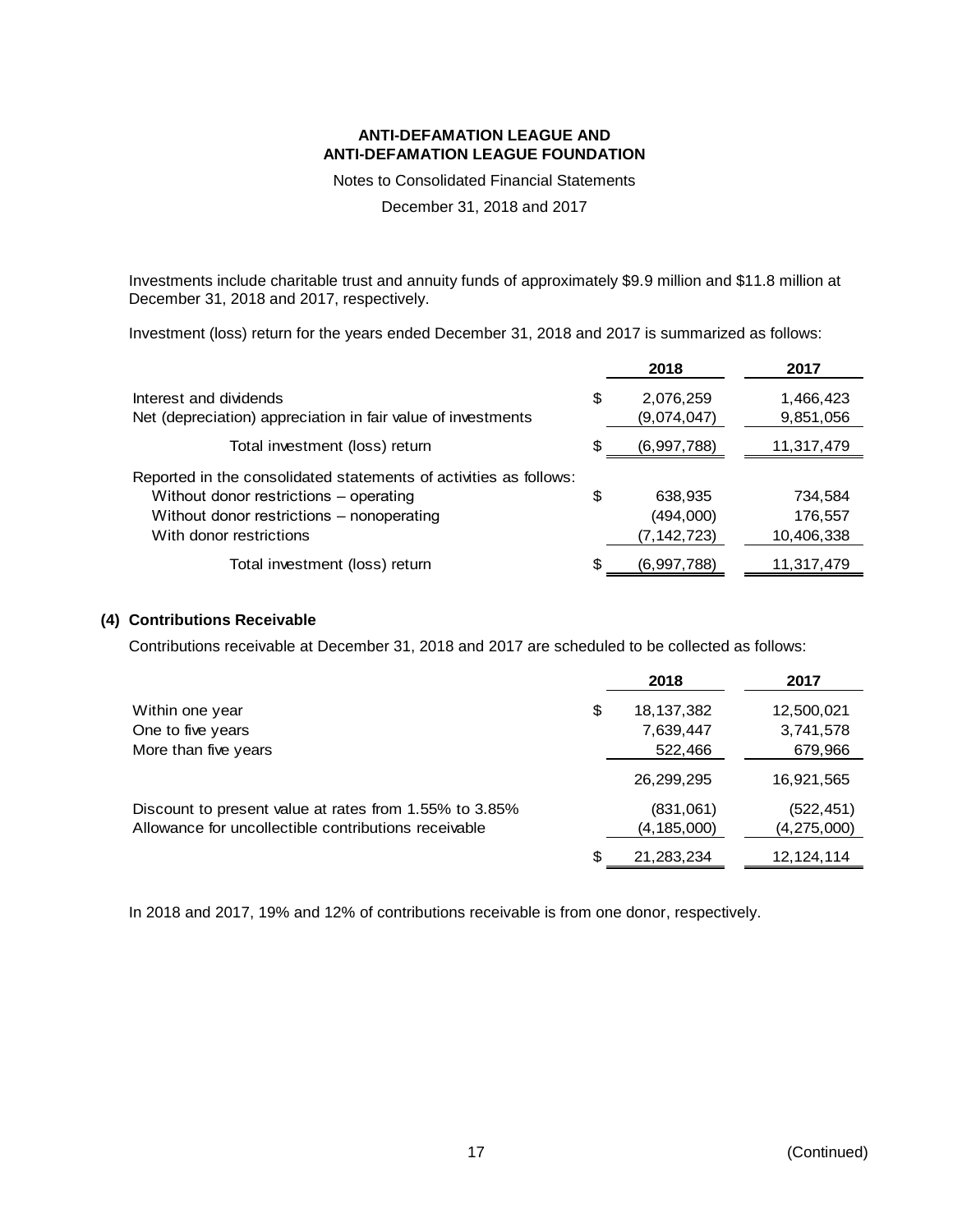Investments include charitable trust and annuity funds of approximately $9.9 million and $11.8 million at December 31, 2018 and 2017, respectively.

Investment (loss) return for the years ended December 31, 2018 and 2017 is summarized as follows:

| | | 2018 | 2017 |
|---|---|---|---|
| Interest and dividends | $ | 2,076,259 | 1,466,423 |
| Net (depreciation) appreciation in fair value of investments | | (9,074,047) | 9,851,056 |
| Total investment (loss) return | $ | (6,997,788) | 11,317,479 |
| Reported in the consolidated statements of activities as follows: | | | |
| Without donor restrictions – operating | $ | 638,935 | 734,584 |
| Without donor restrictions – nonoperating | | (494,000) | 176,557 |
| With donor restrictions | | (7,142,723) | 10,406,338 |
| Total investment (loss) return | $ | (6,997,788) | 11,317,479 |

## (4) Contributions Receivable

Contributions receivable at December 31, 2018 and 2017 are scheduled to be collected as follows:

| | | 2018 | 2017 |
|---|---|---|---|
| Within one year | $ | 18,137,382 | 12,500,021 |
| One to five years | | 7,639,447 | 3,741,578 |
| More than five years | | 522,466 | 679,966 |
| | | 26,299,295 | 16,921,565 |
| Discount to present value at rates from 1.55% to 3.85% | | (831,061) | (522,451) |
| Allowance for uncollectible contributions receivable | | (4,185,000) | (4,275,000) |
| | $ | 21,283,234 | 12,124,114 |

In 2018 and 2017, 19% and 12% of contributions receivable is from one donor, respectively.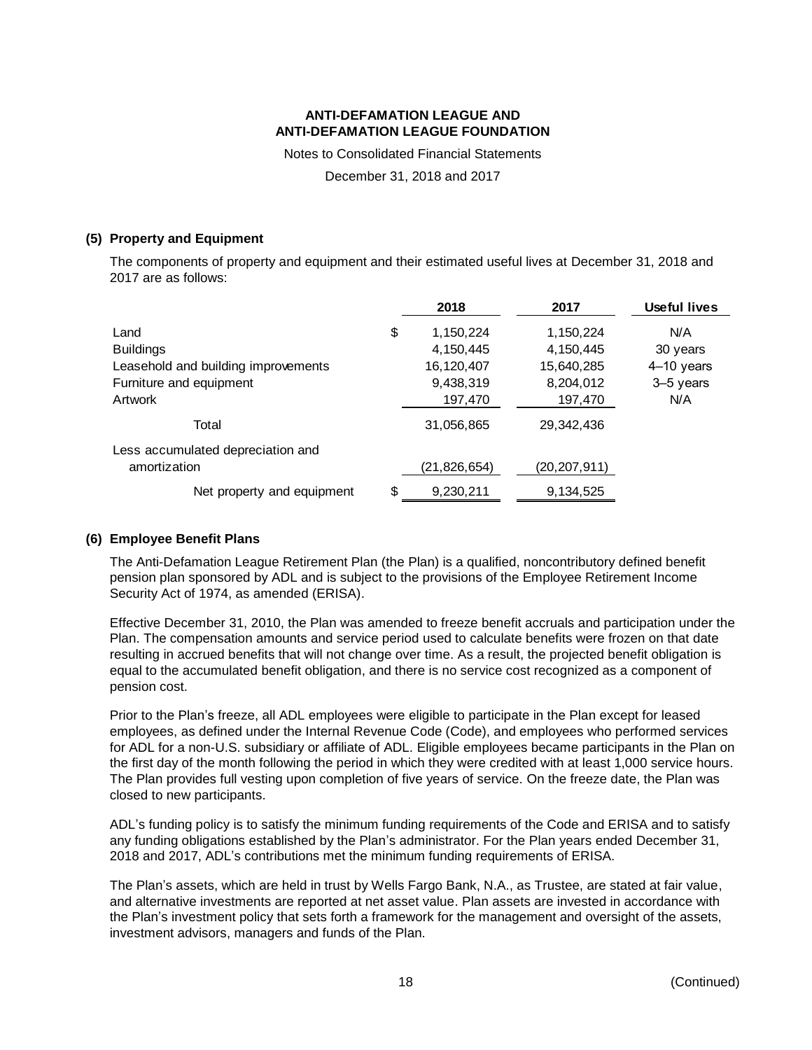**ANTI-DEFAMATION LEAGUE AND ANTI-DEFAMATION LEAGUE FOUNDATION**

Notes to Consolidated Financial Statements

December 31, 2018 and 2017

## (5) Property and Equipment

The components of property and equipment and their estimated useful lives at December 31, 2018 and 2017 are as follows:

| | 2018 | 2017 | Useful lives |
|---|---|---|---|
| Land | $ 1,150,224 | 1,150,224 | N/A |
| Buildings | 4,150,445 | 4,150,445 | 30 years |
| Leasehold and building improvements | 16,120,407 | 15,640,285 | 4–10 years |
| Furniture and equipment | 9,438,319 | 8,204,012 | 3–5 years |
| Artwork | 197,470 | 197,470 | N/A |
| Total | 31,056,865 | 29,342,436 | |
| Less accumulated depreciation and amortization | (21,826,654) | (20,207,911) | |
| Net property and equipment | $ 9,230,211 | 9,134,525 | |

## (6) Employee Benefit Plans

The Anti-Defamation League Retirement Plan (the Plan) is a qualified, noncontributory defined benefit pension plan sponsored by ADL and is subject to the provisions of the Employee Retirement Income Security Act of 1974, as amended (ERISA).

Effective December 31, 2010, the Plan was amended to freeze benefit accruals and participation under the Plan. The compensation amounts and service period used to calculate benefits were frozen on that date resulting in accrued benefits that will not change over time. As a result, the projected benefit obligation is equal to the accumulated benefit obligation, and there is no service cost recognized as a component of pension cost.

Prior to the Plan's freeze, all ADL employees were eligible to participate in the Plan except for leased employees, as defined under the Internal Revenue Code (Code), and employees who performed services for ADL for a non-U.S. subsidiary or affiliate of ADL. Eligible employees became participants in the Plan on the first day of the month following the period in which they were credited with at least 1,000 service hours. The Plan provides full vesting upon completion of five years of service. On the freeze date, the Plan was closed to new participants.

ADL's funding policy is to satisfy the minimum funding requirements of the Code and ERISA and to satisfy any funding obligations established by the Plan's administrator. For the Plan years ended December 31, 2018 and 2017, ADL's contributions met the minimum funding requirements of ERISA.

The Plan's assets, which are held in trust by Wells Fargo Bank, N.A., as Trustee, are stated at fair value, and alternative investments are reported at net asset value. Plan assets are invested in accordance with the Plan's investment policy that sets forth a framework for the management and oversight of the assets, investment advisors, managers and funds of the Plan.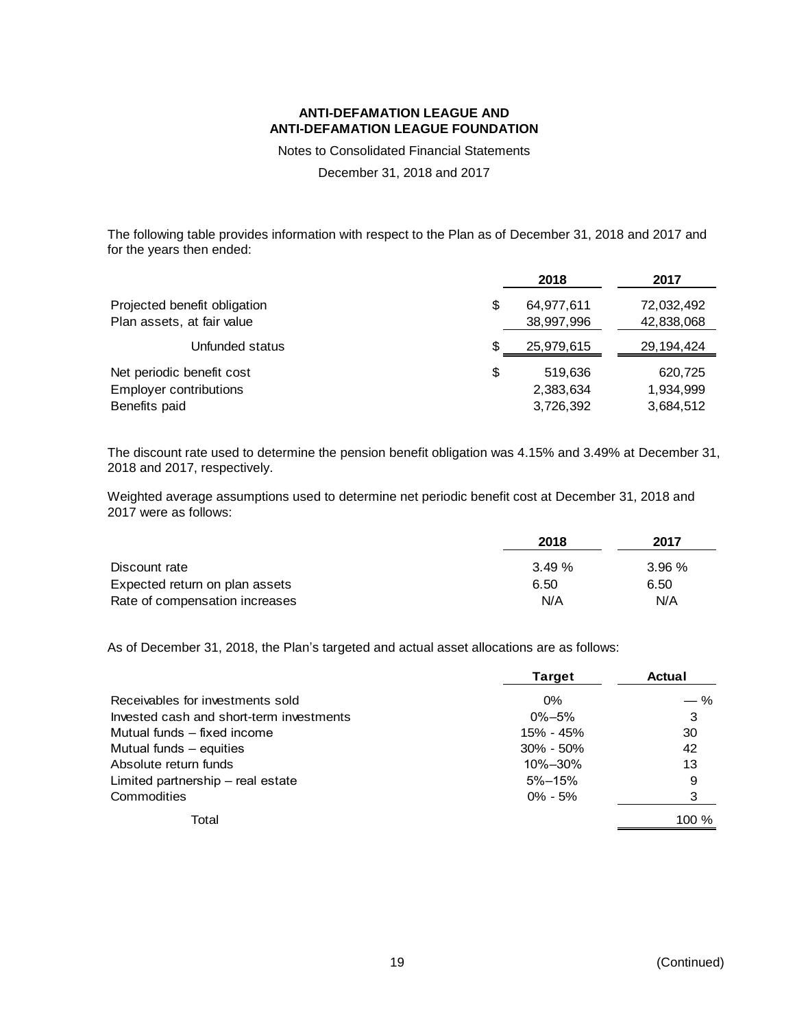The following table provides information with respect to the Plan as of December 31, 2018 and 2017 and for the years then ended:

| | 2018 | 2017 |
|---|---|---|
| Projected benefit obligation | $ 64,977,611 | 72,032,492 |
| Plan assets, at fair value | 38,997,996 | 42,838,068 |
| Unfunded status | $ 25,979,615 | 29,194,424 |
| Net periodic benefit cost | $ 519,636 | 620,725 |
| Employer contributions | 2,383,634 | 1,934,999 |
| Benefits paid | 3,726,392 | 3,684,512 |

The discount rate used to determine the pension benefit obligation was 4.15% and 3.49% at December 31, 2018 and 2017, respectively.

Weighted average assumptions used to determine net periodic benefit cost at December 31, 2018 and 2017 were as follows:

| | 2018 | 2017 |
|---|---|---|
| Discount rate | 3.49 % | 3.96 % |
| Expected return on plan assets | 6.50 | 6.50 |
| Rate of compensation increases | N/A | N/A |

As of December 31, 2018, the Plan's targeted and actual asset allocations are as follows:

| | Target | Actual |
|---|---|---|
| Receivables for investments sold | 0% | — % |
| Invested cash and short-term investments | 0%–5% | 3 |
| Mutual funds – fixed income | 15% - 45% | 30 |
| Mutual funds – equities | 30% - 50% | 42 |
| Absolute return funds | 10%–30% | 13 |
| Limited partnership – real estate | 5%–15% | 9 |
| Commodities | 0% - 5% | 3 |
| Total | | 100 % |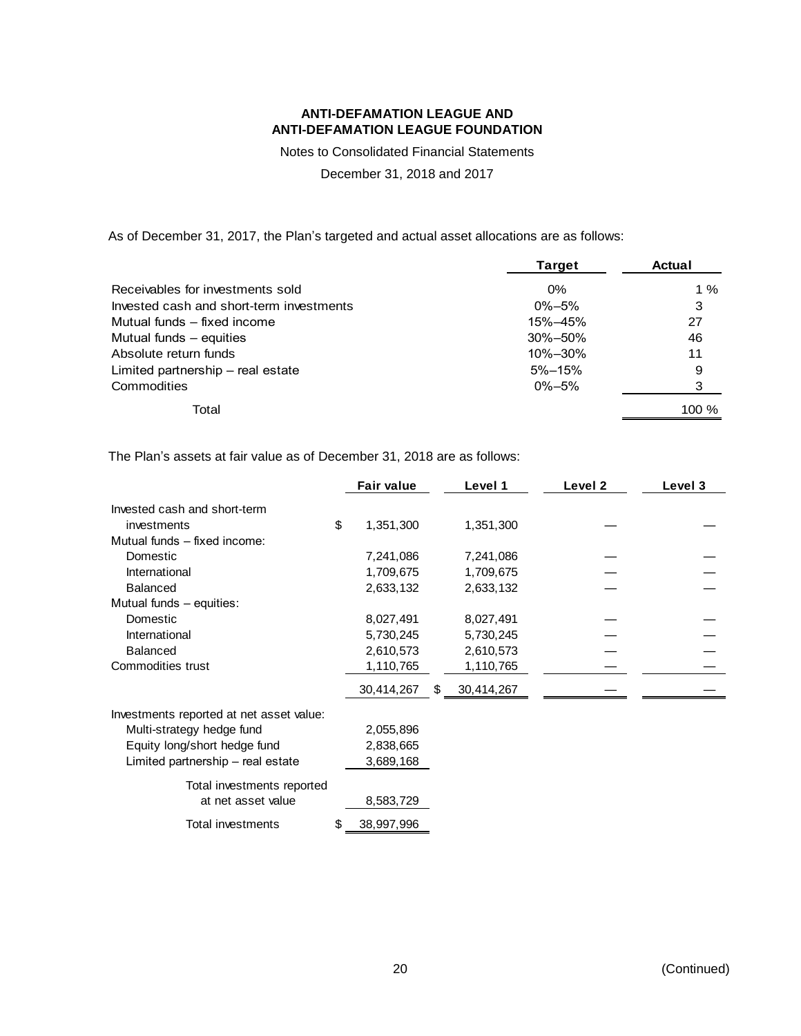**ANTI-DEFAMATION LEAGUE AND ANTI-DEFAMATION LEAGUE FOUNDATION**

Notes to Consolidated Financial Statements

December 31, 2018 and 2017

As of December 31, 2017, the Plan's targeted and actual asset allocations are as follows:

| | Target | Actual |
|---|---|---|
| Receivables for investments sold | 0% | 1 % |
| Invested cash and short-term investments | 0%–5% | 3 |
| Mutual funds – fixed income | 15%–45% | 27 |
| Mutual funds – equities | 30%–50% | 46 |
| Absolute return funds | 10%–30% | 11 |
| Limited partnership – real estate | 5%–15% | 9 |
| Commodities | 0%–5% | 3 |
| Total | | 100 % |

The Plan's assets at fair value as of December 31, 2018 are as follows:

| | Fair value | Level 1 | Level 2 | Level 3 |
|---|---|---|---|---|
| Invested cash and short-term investments | $ 1,351,300 | 1,351,300 | — | — |
| Mutual funds – fixed income: | | | | |
| Domestic | 7,241,086 | 7,241,086 | — | — |
| International | 1,709,675 | 1,709,675 | — | — |
| Balanced | 2,633,132 | 2,633,132 | — | — |
| Mutual funds – equities: | | | | |
| Domestic | 8,027,491 | 8,027,491 | — | — |
| International | 5,730,245 | 5,730,245 | — | — |
| Balanced | 2,610,573 | 2,610,573 | — | — |
| Commodities trust | 1,110,765 | 1,110,765 | — | — |
| | 30,414,267 | $ 30,414,267 | — | — |
| Investments reported at net asset value: | | | | |
| Multi-strategy hedge fund | 2,055,896 | | | |
| Equity long/short hedge fund | 2,838,665 | | | |
| Limited partnership – real estate | 3,689,168 | | | |
| Total investments reported at net asset value | 8,583,729 | | | |
| Total investments | $ 38,997,996 | | | |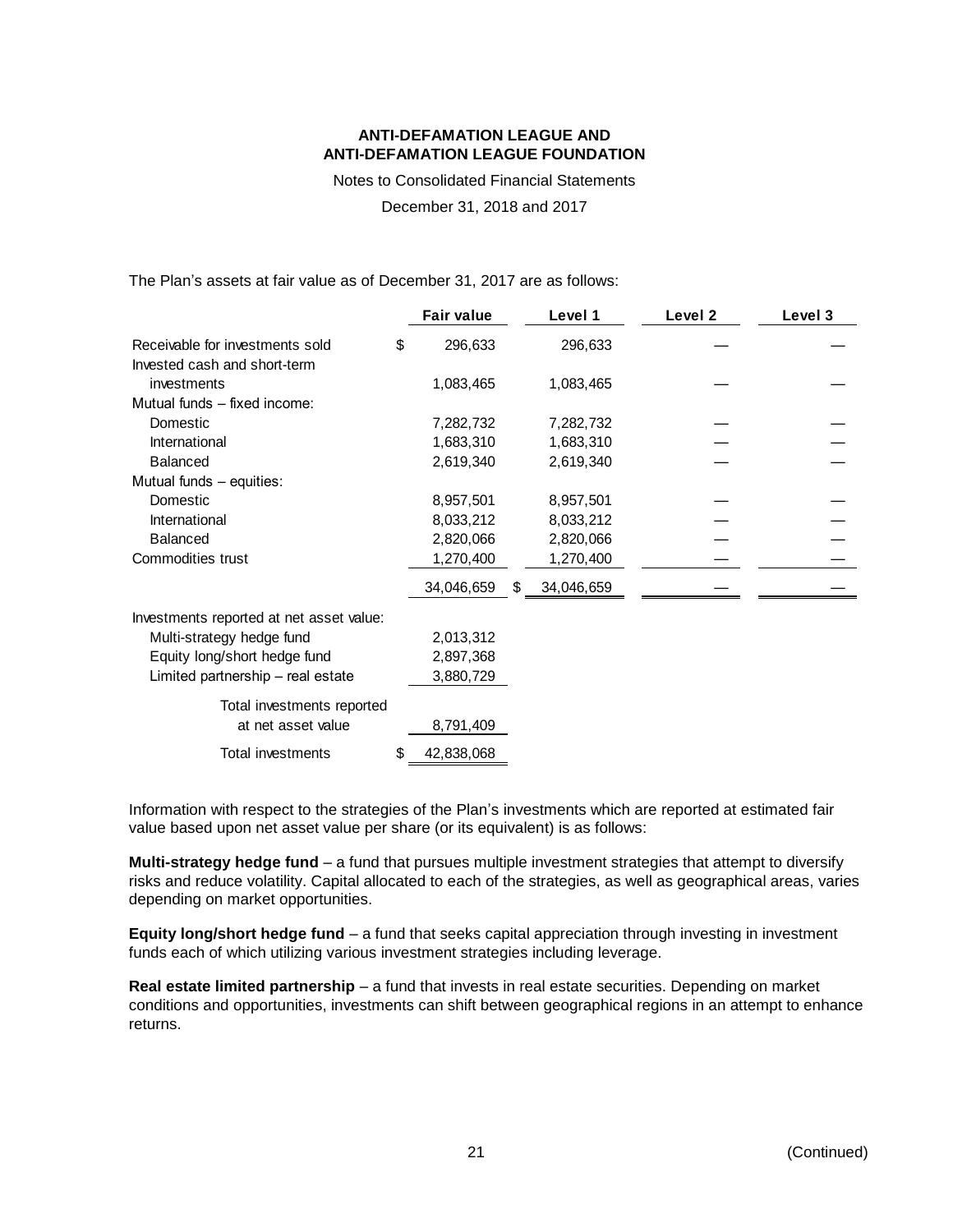The Plan's assets at fair value as of December 31, 2017 are as follows:

| | Fair value | Level 1 | Level 2 | Level 3 |
|---|---|---|---|---|
| Receivable for investments sold | $ 296,633 | 296,633 | — | — |
| Invested cash and short-term investments | 1,083,465 | 1,083,465 | — | — |
| Mutual funds – fixed income: | | | | |
| Domestic | 7,282,732 | 7,282,732 | — | — |
| International | 1,683,310 | 1,683,310 | — | — |
| Balanced | 2,619,340 | 2,619,340 | — | — |
| Mutual funds – equities: | | | | |
| Domestic | 8,957,501 | 8,957,501 | — | — |
| International | 8,033,212 | 8,033,212 | — | — |
| Balanced | 2,820,066 | 2,820,066 | — | — |
| Commodities trust | 1,270,400 | 1,270,400 | — | — |
| | 34,046,659 | $ 34,046,659 | — | — |
| Investments reported at net asset value: | | | | |
| Multi-strategy hedge fund | 2,013,312 | | | |
| Equity long/short hedge fund | 2,897,368 | | | |
| Limited partnership – real estate | 3,880,729 | | | |
| Total investments reported at net asset value | 8,791,409 | | | |
| Total investments | $ 42,838,068 | | | |

Information with respect to the strategies of the Plan's investments which are reported at estimated fair value based upon net asset value per share (or its equivalent) is as follows:

**Multi-strategy hedge fund** – a fund that pursues multiple investment strategies that attempt to diversify risks and reduce volatility. Capital allocated to each of the strategies, as well as geographical areas, varies depending on market opportunities.

**Equity long/short hedge fund** – a fund that seeks capital appreciation through investing in investment funds each of which utilizing various investment strategies including leverage.

**Real estate limited partnership** – a fund that invests in real estate securities. Depending on market conditions and opportunities, investments can shift between geographical regions in an attempt to enhance returns.

(Continued)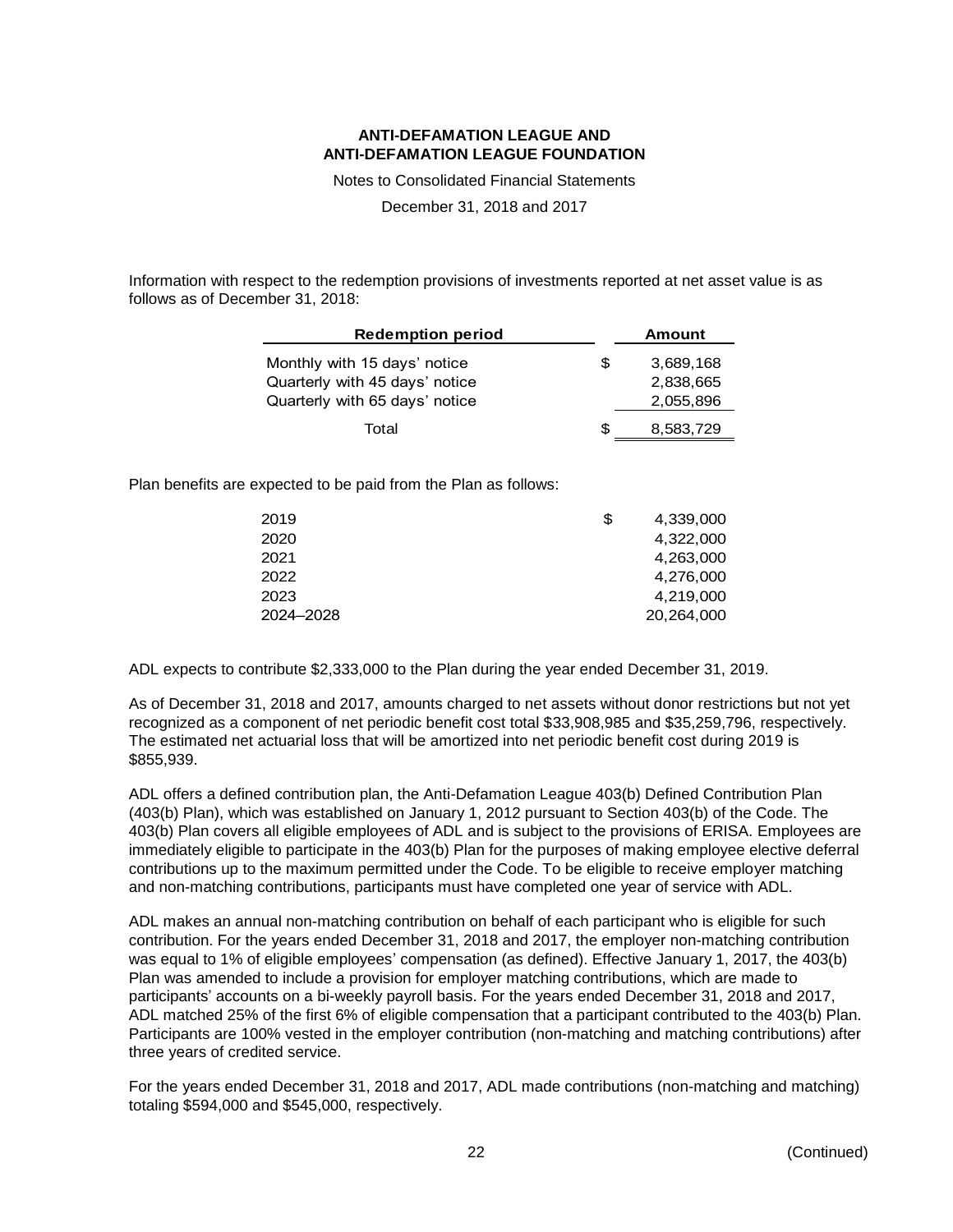Information with respect to the redemption provisions of investments reported at net asset value is as follows as of December 31, 2018:

| Redemption period | Amount |
|---|---|
| Monthly with 15 days' notice | $ 3,689,168 |
| Quarterly with 45 days' notice | 2,838,665 |
| Quarterly with 65 days' notice | 2,055,896 |
| Total | $ 8,583,729 |

Plan benefits are expected to be paid from the Plan as follows:

| | |
|---|---|
| 2019 | $ 4,339,000 |
| 2020 | 4,322,000 |
| 2021 | 4,263,000 |
| 2022 | 4,276,000 |
| 2023 | 4,219,000 |
| 2024–2028 | 20,264,000 |

ADL expects to contribute $2,333,000 to the Plan during the year ended December 31, 2019.

As of December 31, 2018 and 2017, amounts charged to net assets without donor restrictions but not yet recognized as a component of net periodic benefit cost total $33,908,985 and $35,259,796, respectively. The estimated net actuarial loss that will be amortized into net periodic benefit cost during 2019 is $855,939.

ADL offers a defined contribution plan, the Anti-Defamation League 403(b) Defined Contribution Plan (403(b) Plan), which was established on January 1, 2012 pursuant to Section 403(b) of the Code. The 403(b) Plan covers all eligible employees of ADL and is subject to the provisions of ERISA. Employees are immediately eligible to participate in the 403(b) Plan for the purposes of making employee elective deferral contributions up to the maximum permitted under the Code. To be eligible to receive employer matching and non-matching contributions, participants must have completed one year of service with ADL.

ADL makes an annual non-matching contribution on behalf of each participant who is eligible for such contribution. For the years ended December 31, 2018 and 2017, the employer non-matching contribution was equal to 1% of eligible employees' compensation (as defined). Effective January 1, 2017, the 403(b) Plan was amended to include a provision for employer matching contributions, which are made to participants' accounts on a bi-weekly payroll basis. For the years ended December 31, 2018 and 2017, ADL matched 25% of the first 6% of eligible compensation that a participant contributed to the 403(b) Plan. Participants are 100% vested in the employer contribution (non-matching and matching contributions) after three years of credited service.

For the years ended December 31, 2018 and 2017, ADL made contributions (non-matching and matching) totaling $594,000 and $545,000, respectively.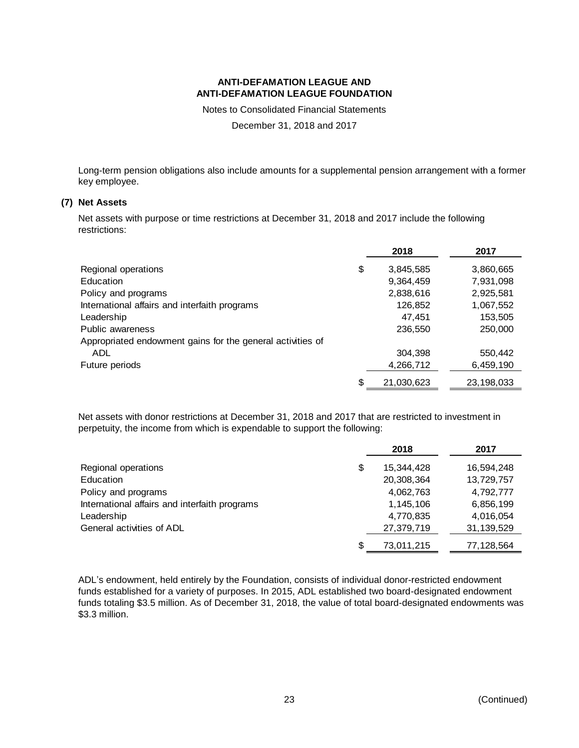Long-term pension obligations also include amounts for a supplemental pension arrangement with a former key employee.

## (7) Net Assets

Net assets with purpose or time restrictions at December 31, 2018 and 2017 include the following restrictions:

| | 2018 | 2017 |
|---|---|---|
| Regional operations | $ 3,845,585 | 3,860,665 |
| Education | 9,364,459 | 7,931,098 |
| Policy and programs | 2,838,616 | 2,925,581 |
| International affairs and interfaith programs | 126,852 | 1,067,552 |
| Leadership | 47,451 | 153,505 |
| Public awareness | 236,550 | 250,000 |
| Appropriated endowment gains for the general activities of ADL | 304,398 | 550,442 |
| Future periods | 4,266,712 | 6,459,190 |
| | $ 21,030,623 | 23,198,033 |

Net assets with donor restrictions at December 31, 2018 and 2017 that are restricted to investment in perpetuity, the income from which is expendable to support the following:

| | 2018 | 2017 |
|---|---|---|
| Regional operations | $ 15,344,428 | 16,594,248 |
| Education | 20,308,364 | 13,729,757 |
| Policy and programs | 4,062,763 | 4,792,777 |
| International affairs and interfaith programs | 1,145,106 | 6,856,199 |
| Leadership | 4,770,835 | 4,016,054 |
| General activities of ADL | 27,379,719 | 31,139,529 |
| | $ 73,011,215 | 77,128,564 |

ADL's endowment, held entirely by the Foundation, consists of individual donor-restricted endowment funds established for a variety of purposes. In 2015, ADL established two board-designated endowment funds totaling $3.5 million. As of December 31, 2018, the value of total board-designated endowments was $3.3 million.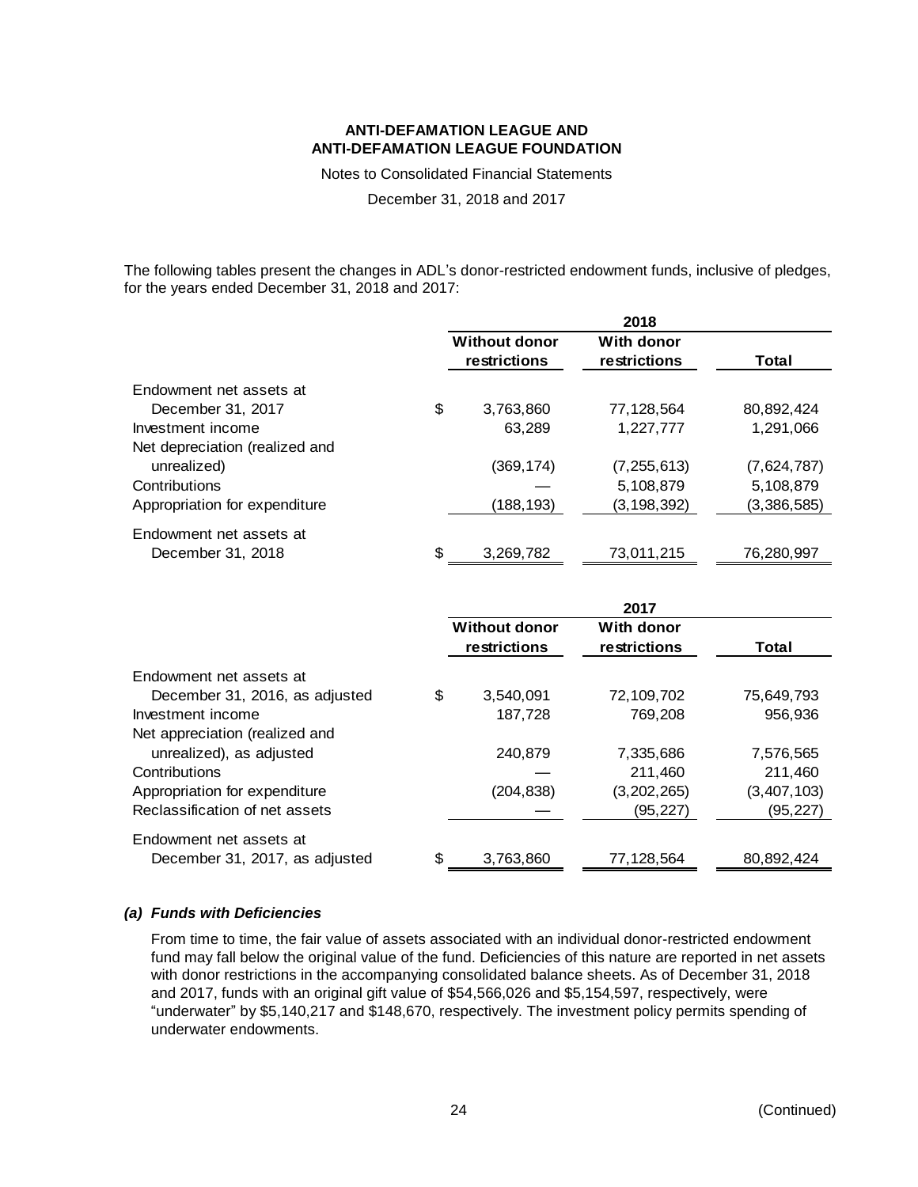The following tables present the changes in ADL's donor-restricted endowment funds, inclusive of pledges, for the years ended December 31, 2018 and 2017:

| | 2018 | | |
|---|---|---|---|
| | Without donor restrictions | With donor restrictions | Total |
| Endowment net assets at December 31, 2017 | $ 3,763,860 | 77,128,564 | 80,892,424 |
| Investment income | 63,289 | 1,227,777 | 1,291,066 |
| Net depreciation (realized and unrealized) | (369,174) | (7,255,613) | (7,624,787) |
| Contributions | — | 5,108,879 | 5,108,879 |
| Appropriation for expenditure | (188,193) | (3,198,392) | (3,386,585) |
| Endowment net assets at December 31, 2018 | $ 3,269,782 | 73,011,215 | 76,280,997 |

| | 2017 | | |
|---|---|---|---|
| | Without donor restrictions | With donor restrictions | Total |
| Endowment net assets at December 31, 2016, as adjusted | $ 3,540,091 | 72,109,702 | 75,649,793 |
| Investment income | 187,728 | 769,208 | 956,936 |
| Net appreciation (realized and unrealized), as adjusted | 240,879 | 7,335,686 | 7,576,565 |
| Contributions | — | 211,460 | 211,460 |
| Appropriation for expenditure | (204,838) | (3,202,265) | (3,407,103) |
| Reclassification of net assets | — | (95,227) | (95,227) |
| Endowment net assets at December 31, 2017, as adjusted | $ 3,763,860 | 77,128,564 | 80,892,424 |

***(a) Funds with Deficiencies***

From time to time, the fair value of assets associated with an individual donor-restricted endowment fund may fall below the original value of the fund. Deficiencies of this nature are reported in net assets with donor restrictions in the accompanying consolidated balance sheets. As of December 31, 2018 and 2017, funds with an original gift value of $54,566,026 and $5,154,597, respectively, were "underwater" by $5,140,217 and $148,670, respectively. The investment policy permits spending of underwater endowments.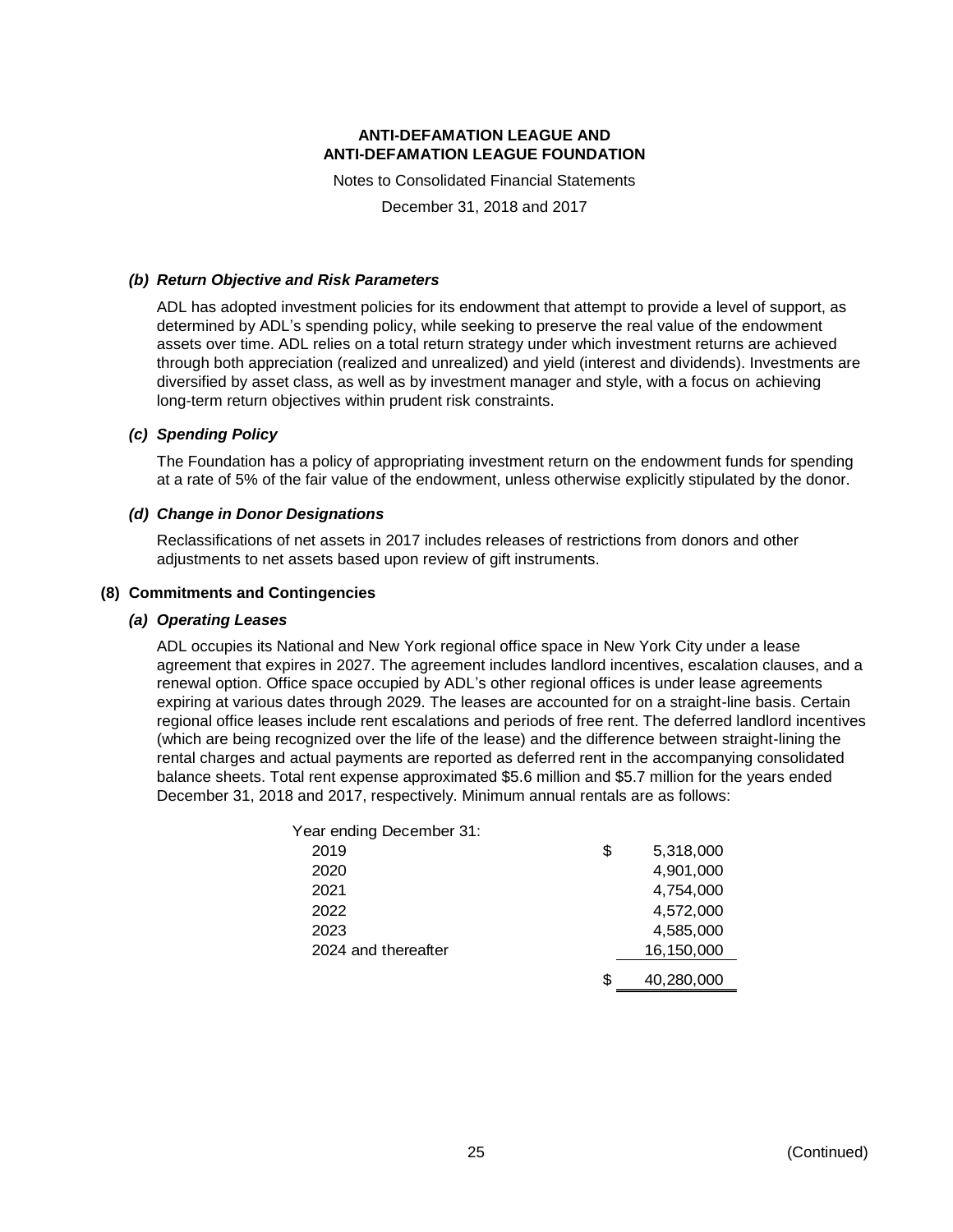**ANTI-DEFAMATION LEAGUE AND**
**ANTI-DEFAMATION LEAGUE FOUNDATION**

Notes to Consolidated Financial Statements

December 31, 2018 and 2017

***(b) Return Objective and Risk Parameters***

ADL has adopted investment policies for its endowment that attempt to provide a level of support, as determined by ADL's spending policy, while seeking to preserve the real value of the endowment assets over time. ADL relies on a total return strategy under which investment returns are achieved through both appreciation (realized and unrealized) and yield (interest and dividends). Investments are diversified by asset class, as well as by investment manager and style, with a focus on achieving long-term return objectives within prudent risk constraints.

***(c) Spending Policy***

The Foundation has a policy of appropriating investment return on the endowment funds for spending at a rate of 5% of the fair value of the endowment, unless otherwise explicitly stipulated by the donor.

***(d) Change in Donor Designations***

Reclassifications of net assets in 2017 includes releases of restrictions from donors and other adjustments to net assets based upon review of gift instruments.

**(8) Commitments and Contingencies**

***(a) Operating Leases***

ADL occupies its National and New York regional office space in New York City under a lease agreement that expires in 2027. The agreement includes landlord incentives, escalation clauses, and a renewal option. Office space occupied by ADL's other regional offices is under lease agreements expiring at various dates through 2029. The leases are accounted for on a straight-line basis. Certain regional office leases include rent escalations and periods of free rent. The deferred landlord incentives (which are being recognized over the life of the lease) and the difference between straight-lining the rental charges and actual payments are reported as deferred rent in the accompanying consolidated balance sheets. Total rent expense approximated $5.6 million and $5.7 million for the years ended December 31, 2018 and 2017, respectively. Minimum annual rentals are as follows:

| Year ending December 31: | |
|---|---|
| 2019 | $ 5,318,000 |
| 2020 | 4,901,000 |
| 2021 | 4,754,000 |
| 2022 | 4,572,000 |
| 2023 | 4,585,000 |
| 2024 and thereafter | 16,150,000 |
| | $ 40,280,000 |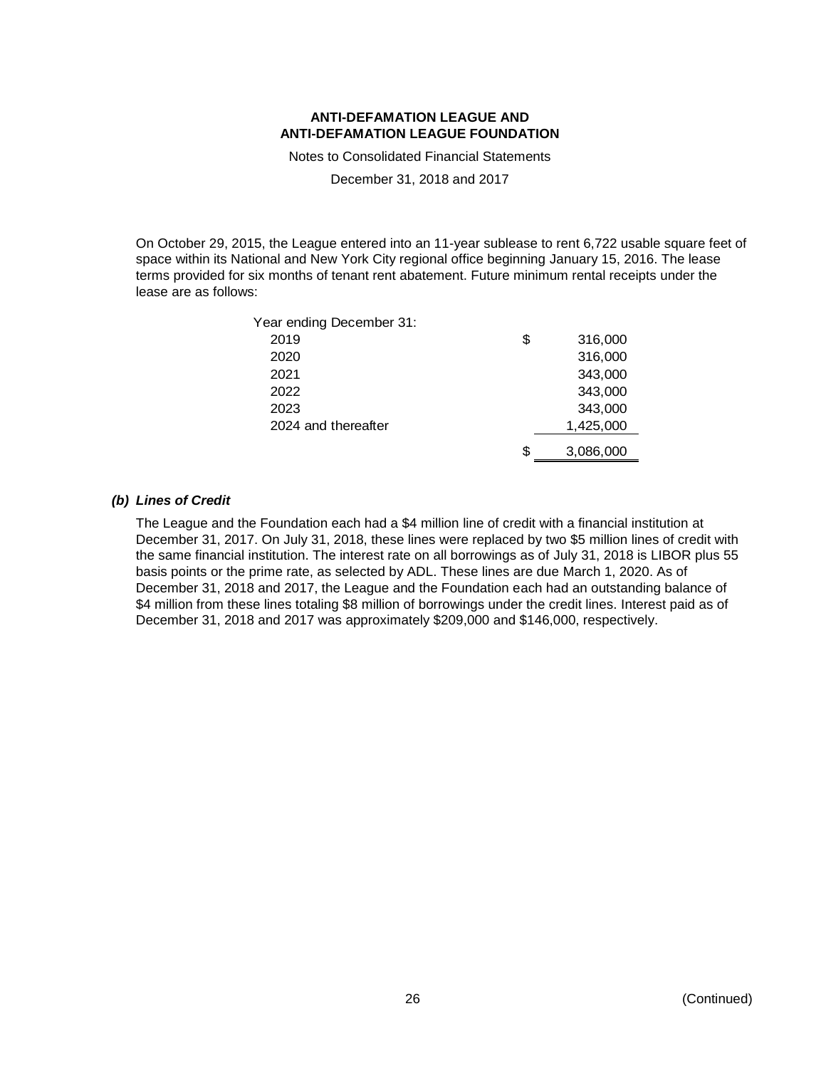On October 29, 2015, the League entered into an 11-year sublease to rent 6,722 usable square feet of space within its National and New York City regional office beginning January 15, 2016. The lease terms provided for six months of tenant rent abatement. Future minimum rental receipts under the lease are as follows:

| Year ending December 31: | | |
|---|---|---|
| 2019 | $ | 316,000 |
| 2020 | | 316,000 |
| 2021 | | 343,000 |
| 2022 | | 343,000 |
| 2023 | | 343,000 |
| 2024 and thereafter | | 1,425,000 |
| | $ | 3,086,000 |

### *(b) Lines of Credit*

The League and the Foundation each had a $4 million line of credit with a financial institution at December 31, 2017. On July 31, 2018, these lines were replaced by two $5 million lines of credit with the same financial institution. The interest rate on all borrowings as of July 31, 2018 is LIBOR plus 55 basis points or the prime rate, as selected by ADL. These lines are due March 1, 2020. As of December 31, 2018 and 2017, the League and the Foundation each had an outstanding balance of $4 million from these lines totaling $8 million of borrowings under the credit lines. Interest paid as of December 31, 2018 and 2017 was approximately $209,000 and $146,000, respectively.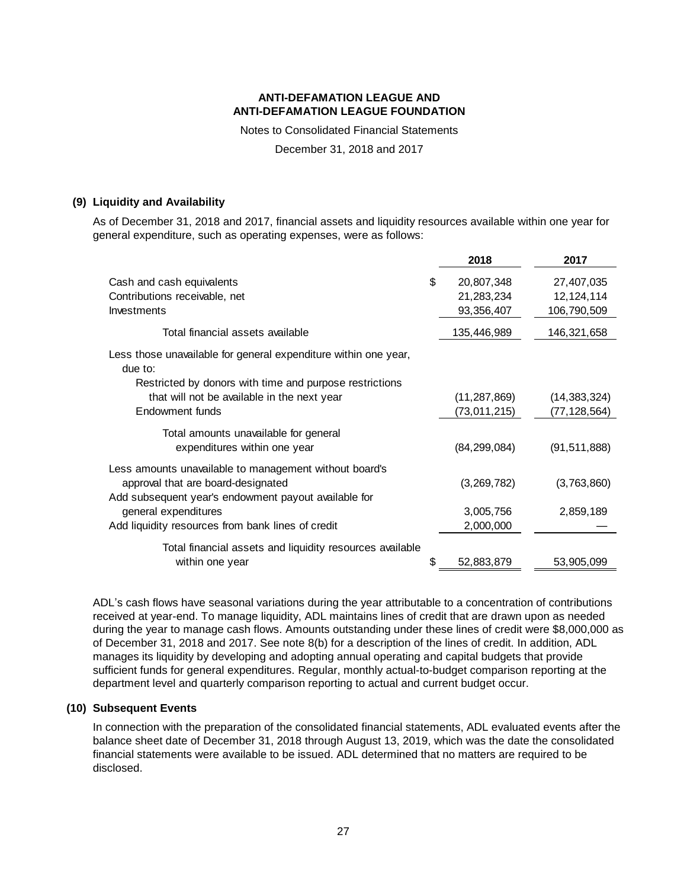## (9) Liquidity and Availability

As of December 31, 2018 and 2017, financial assets and liquidity resources available within one year for general expenditure, such as operating expenses, were as follows:

| | 2018 | 2017 |
|---|---|---|
| Cash and cash equivalents | $ 20,807,348 | 27,407,035 |
| Contributions receivable, net | 21,283,234 | 12,124,114 |
| Investments | 93,356,407 | 106,790,509 |
| Total financial assets available | 135,446,989 | 146,321,658 |
| Less those unavailable for general expenditure within one year, due to: | | |
| Restricted by donors with time and purpose restrictions that will not be available in the next year | (11,287,869) | (14,383,324) |
| Endowment funds | (73,011,215) | (77,128,564) |
| Total amounts unavailable for general expenditures within one year | (84,299,084) | (91,511,888) |
| Less amounts unavailable to management without board's approval that are board-designated | (3,269,782) | (3,763,860) |
| Add subsequent year's endowment payout available for general expenditures | 3,005,756 | 2,859,189 |
| Add liquidity resources from bank lines of credit | 2,000,000 | — |
| Total financial assets and liquidity resources available within one year | $ 52,883,879 | 53,905,099 |

ADL's cash flows have seasonal variations during the year attributable to a concentration of contributions received at year-end. To manage liquidity, ADL maintains lines of credit that are drawn upon as needed during the year to manage cash flows. Amounts outstanding under these lines of credit were $8,000,000 as of December 31, 2018 and 2017. See note 8(b) for a description of the lines of credit. In addition, ADL manages its liquidity by developing and adopting annual operating and capital budgets that provide sufficient funds for general expenditures. Regular, monthly actual-to-budget comparison reporting at the department level and quarterly comparison reporting to actual and current budget occur.

## (10) Subsequent Events

In connection with the preparation of the consolidated financial statements, ADL evaluated events after the balance sheet date of December 31, 2018 through August 13, 2019, which was the date the consolidated financial statements were available to be issued. ADL determined that no matters are required to be disclosed.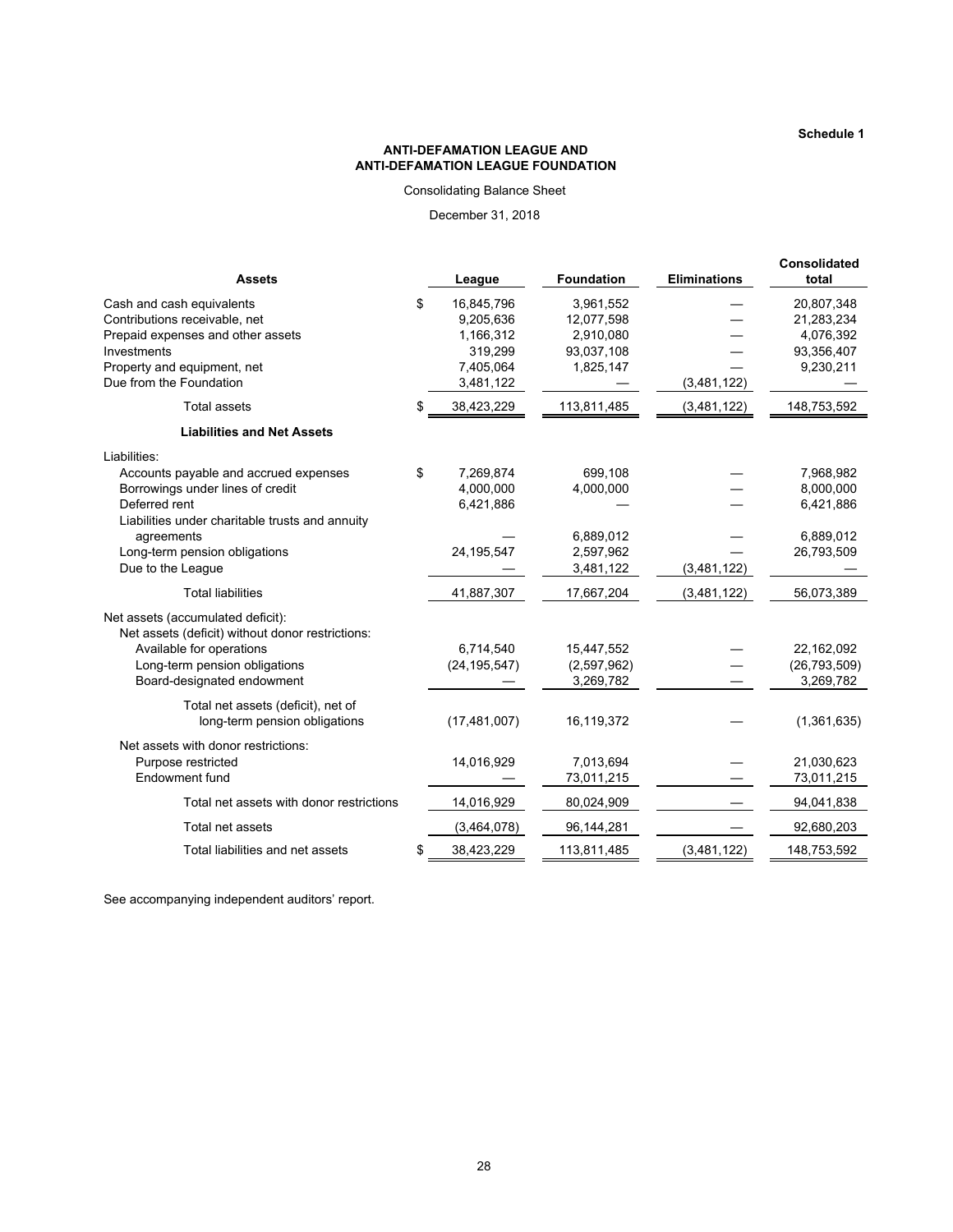Schedule 1

**ANTI-DEFAMATION LEAGUE AND ANTI-DEFAMATION LEAGUE FOUNDATION**

Consolidating Balance Sheet

December 31, 2018

| Assets | League | Foundation | Eliminations | Consolidated total |
|---|---|---|---|---|
| Cash and cash equivalents | $ 16,845,796 | 3,961,552 | — | 20,807,348 |
| Contributions receivable, net | 9,205,636 | 12,077,598 | — | 21,283,234 |
| Prepaid expenses and other assets | 1,166,312 | 2,910,080 | — | 4,076,392 |
| Investments | 319,299 | 93,037,108 | — | 93,356,407 |
| Property and equipment, net | 7,405,064 | 1,825,147 | — | 9,230,211 |
| Due from the Foundation | 3,481,122 | — | (3,481,122) | — |
| Total assets | $ 38,423,229 | 113,811,485 | (3,481,122) | 148,753,592 |
| **Liabilities and Net Assets** | | | | |
| Liabilities: | | | | |
| Accounts payable and accrued expenses | $ 7,269,874 | 699,108 | — | 7,968,982 |
| Borrowings under lines of credit | 4,000,000 | 4,000,000 | — | 8,000,000 |
| Deferred rent | 6,421,886 | — | — | 6,421,886 |
| Liabilities under charitable trusts and annuity agreements | — | 6,889,012 | — | 6,889,012 |
| Long-term pension obligations | 24,195,547 | 2,597,962 | — | 26,793,509 |
| Due to the League | — | 3,481,122 | (3,481,122) | — |
| Total liabilities | 41,887,307 | 17,667,204 | (3,481,122) | 56,073,389 |
| Net assets (accumulated deficit): | | | | |
| Net assets (deficit) without donor restrictions: | | | | |
| Available for operations | 6,714,540 | 15,447,552 | — | 22,162,092 |
| Long-term pension obligations | (24,195,547) | (2,597,962) | — | (26,793,509) |
| Board-designated endowment | — | 3,269,782 | — | 3,269,782 |
| Total net assets (deficit), net of long-term pension obligations | (17,481,007) | 16,119,372 | — | (1,361,635) |
| Net assets with donor restrictions: | | | | |
| Purpose restricted | 14,016,929 | 7,013,694 | — | 21,030,623 |
| Endowment fund | — | 73,011,215 | — | 73,011,215 |
| Total net assets with donor restrictions | 14,016,929 | 80,024,909 | — | 94,041,838 |
| Total net assets | (3,464,078) | 96,144,281 | — | 92,680,203 |
| Total liabilities and net assets | $ 38,423,229 | 113,811,485 | (3,481,122) | 148,753,592 |

See accompanying independent auditors' report.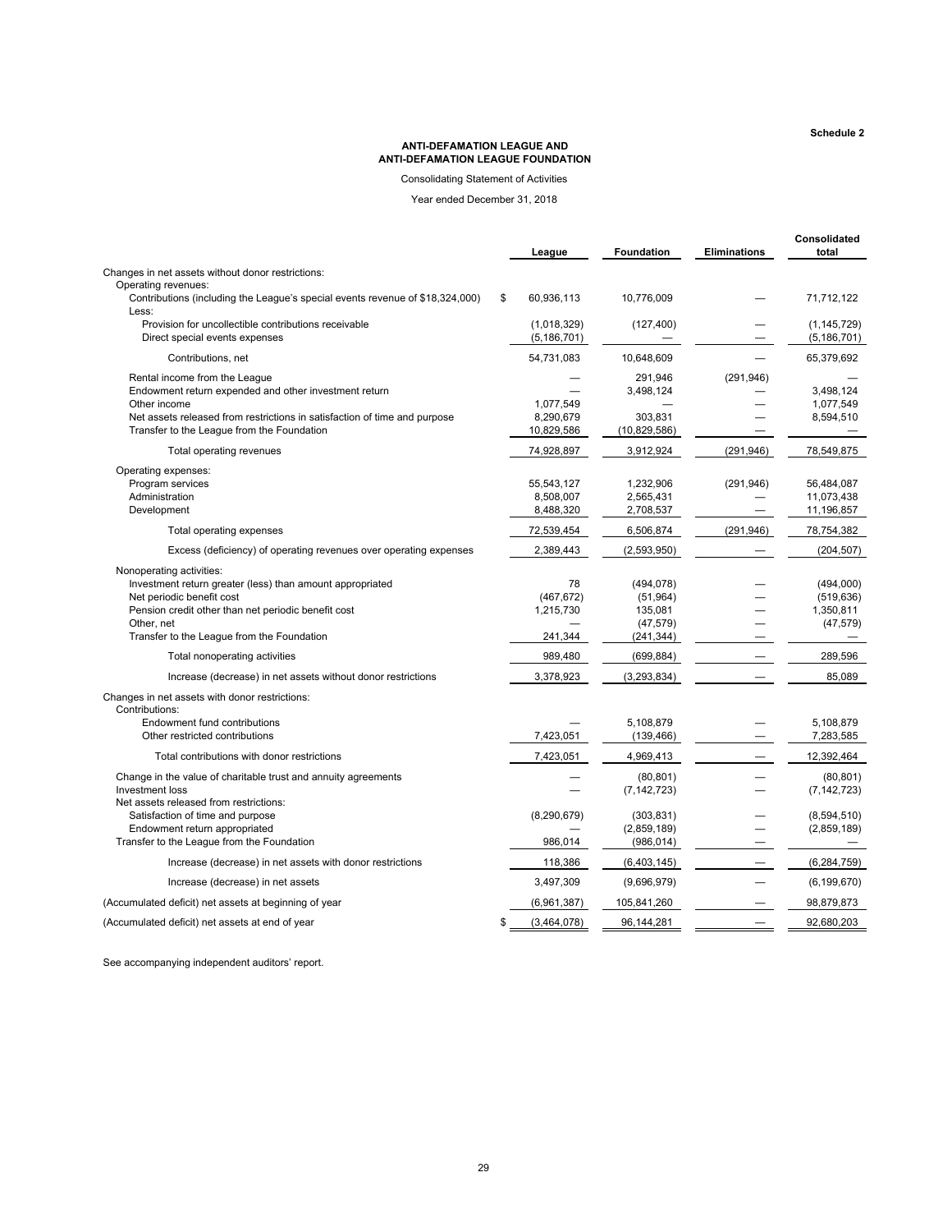Schedule 2

**ANTI-DEFAMATION LEAGUE AND**
**ANTI-DEFAMATION LEAGUE FOUNDATION**

Consolidating Statement of Activities

Year ended December 31, 2018

| | League | Foundation | Eliminations | Consolidated total |
|---|---|---|---|---|
| Changes in net assets without donor restrictions: | | | | |
| Operating revenues: | | | | |
| Contributions (including the League's special events revenue of $18,324,000) | $ 60,936,113 | 10,776,009 | — | 71,712,122 |
| Less: | | | | |
| Provision for uncollectible contributions receivable | (1,018,329) | (127,400) | — | (1,145,729) |
| Direct special events expenses | (5,186,701) | — | — | (5,186,701) |
| Contributions, net | 54,731,083 | 10,648,609 | — | 65,379,692 |
| Rental income from the League | — | 291,946 | (291,946) | — |
| Endowment return expended and other investment return | — | 3,498,124 | — | 3,498,124 |
| Other income | 1,077,549 | — | — | 1,077,549 |
| Net assets released from restrictions in satisfaction of time and purpose | 8,290,679 | 303,831 | — | 8,594,510 |
| Transfer to the League from the Foundation | 10,829,586 | (10,829,586) | — | — |
| Total operating revenues | 74,928,897 | 3,912,924 | (291,946) | 78,549,875 |
| Operating expenses: | | | | |
| Program services | 55,543,127 | 1,232,906 | (291,946) | 56,484,087 |
| Administration | 8,508,007 | 2,565,431 | — | 11,073,438 |
| Development | 8,488,320 | 2,708,537 | — | 11,196,857 |
| Total operating expenses | 72,539,454 | 6,506,874 | (291,946) | 78,754,382 |
| Excess (deficiency) of operating revenues over operating expenses | 2,389,443 | (2,593,950) | — | (204,507) |
| Nonoperating activities: | | | | |
| Investment return greater (less) than amount appropriated | 78 | (494,078) | — | (494,000) |
| Net periodic benefit cost | (467,672) | (51,964) | — | (519,636) |
| Pension credit other than net periodic benefit cost | 1,215,730 | 135,081 | — | 1,350,811 |
| Other, net | — | (47,579) | — | (47,579) |
| Transfer to the League from the Foundation | 241,344 | (241,344) | — | — |
| Total nonoperating activities | 989,480 | (699,884) | — | 289,596 |
| Increase (decrease) in net assets without donor restrictions | 3,378,923 | (3,293,834) | — | 85,089 |
| Changes in net assets with donor restrictions: | | | | |
| Contributions: | | | | |
| Endowment fund contributions | — | 5,108,879 | — | 5,108,879 |
| Other restricted contributions | 7,423,051 | (139,466) | — | 7,283,585 |
| Total contributions with donor restrictions | 7,423,051 | 4,969,413 | — | 12,392,464 |
| Change in the value of charitable trust and annuity agreements | — | (80,801) | — | (80,801) |
| Investment loss | — | (7,142,723) | — | (7,142,723) |
| Net assets released from restrictions: | | | | |
| Satisfaction of time and purpose | (8,290,679) | (303,831) | — | (8,594,510) |
| Endowment return appropriated | — | (2,859,189) | — | (2,859,189) |
| Transfer to the League from the Foundation | 986,014 | (986,014) | — | — |
| Increase (decrease) in net assets with donor restrictions | 118,386 | (6,403,145) | — | (6,284,759) |
| Increase (decrease) in net assets | 3,497,309 | (9,696,979) | — | (6,199,670) |
| (Accumulated deficit) net assets at beginning of year | (6,961,387) | 105,841,260 | — | 98,879,873 |
| (Accumulated deficit) net assets at end of year | $ (3,464,078) | 96,144,281 | — | 92,680,203 |

See accompanying independent auditors' report.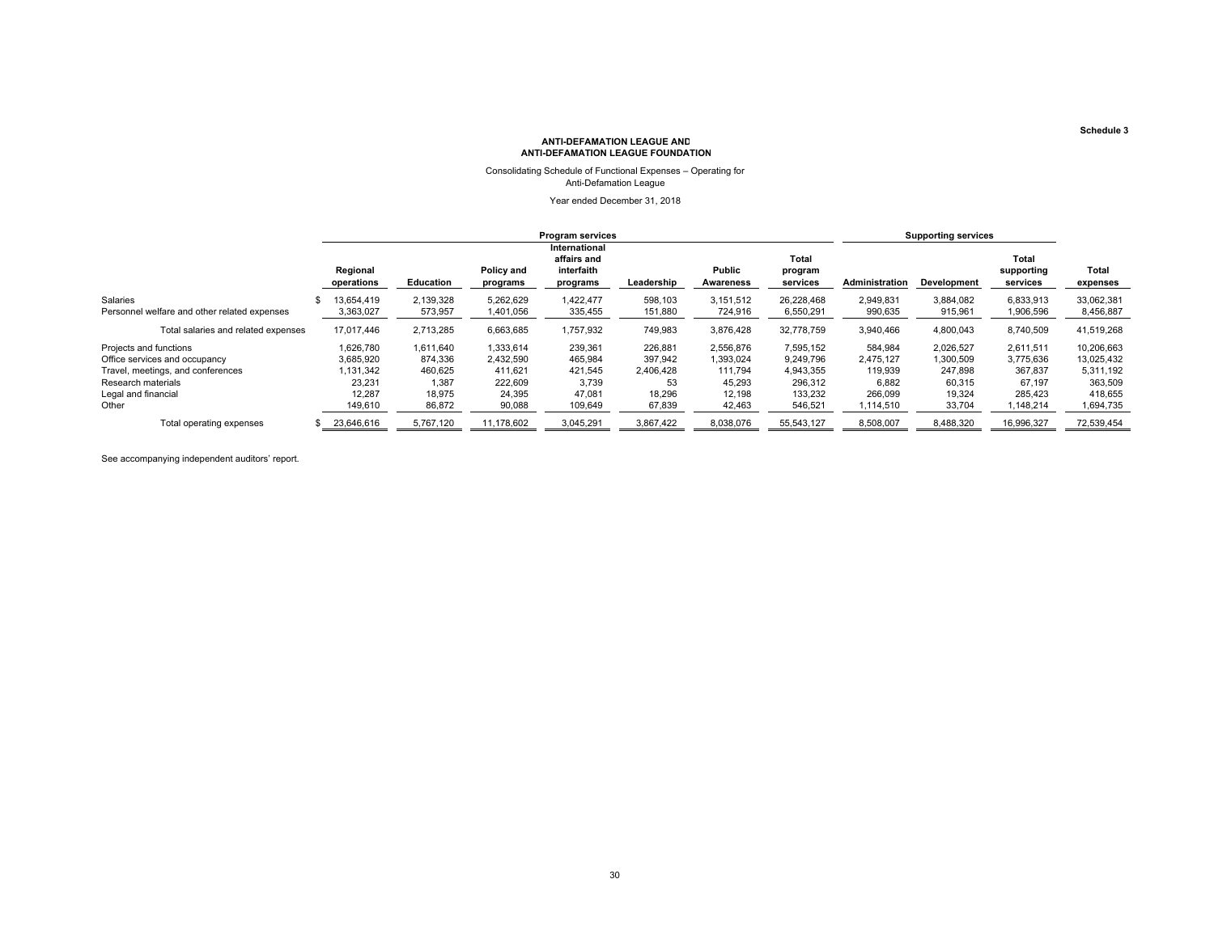Schedule 3

**ANTI-DEFAMATION LEAGUE AND**
**ANTI-DEFAMATION LEAGUE FOUNDATION**

Consolidating Schedule of Functional Expenses – Operating for Anti-Defamation League

Year ended December 31, 2018

| | Program services | | | | | | | Supporting services | | | |
|---|---|---|---|---|---|---|---|---|---|---|---|
| | Regional operations | Education | Policy and programs | International affairs and interfaith programs | Leadership | Public Awareness | Total program services | Administration | Development | Total supporting services | Total expenses |
| Salaries | $ 13,654,419 | 2,139,328 | 5,262,629 | 1,422,477 | 598,103 | 3,151,512 | 26,228,468 | 2,949,831 | 3,884,082 | 6,833,913 | 33,062,381 |
| Personnel welfare and other related expenses | 3,363,027 | 573,957 | 1,401,056 | 335,455 | 151,880 | 724,916 | 6,550,291 | 990,635 | 915,961 | 1,906,596 | 8,456,887 |
| Total salaries and related expenses | 17,017,446 | 2,713,285 | 6,663,685 | 1,757,932 | 749,983 | 3,876,428 | 32,778,759 | 3,940,466 | 4,800,043 | 8,740,509 | 41,519,268 |
| Projects and functions | 1,626,780 | 1,611,640 | 1,333,614 | 239,361 | 226,881 | 2,556,876 | 7,595,152 | 584,984 | 2,026,527 | 2,611,511 | 10,206,663 |
| Office services and occupancy | 3,685,920 | 874,336 | 2,432,590 | 465,984 | 397,942 | 1,393,024 | 9,249,796 | 2,475,127 | 1,300,509 | 3,775,636 | 13,025,432 |
| Travel, meetings, and conferences | 1,131,342 | 460,625 | 411,621 | 421,545 | 2,406,428 | 111,794 | 4,943,355 | 119,939 | 247,898 | 367,837 | 5,311,192 |
| Research materials | 23,231 | 1,387 | 222,609 | 3,739 | 53 | 45,293 | 296,312 | 6,882 | 60,315 | 67,197 | 363,509 |
| Legal and financial | 12,287 | 18,975 | 24,395 | 47,081 | 18,296 | 12,198 | 133,232 | 266,099 | 19,324 | 285,423 | 418,655 |
| Other | 149,610 | 86,872 | 90,088 | 109,649 | 67,839 | 42,463 | 546,521 | 1,114,510 | 33,704 | 1,148,214 | 1,694,735 |
| Total operating expenses | $ 23,646,616 | 5,767,120 | 11,178,602 | 3,045,291 | 3,867,422 | 8,038,076 | 55,543,127 | 8,508,007 | 8,488,320 | 16,996,327 | 72,539,454 |

See accompanying independent auditors' report.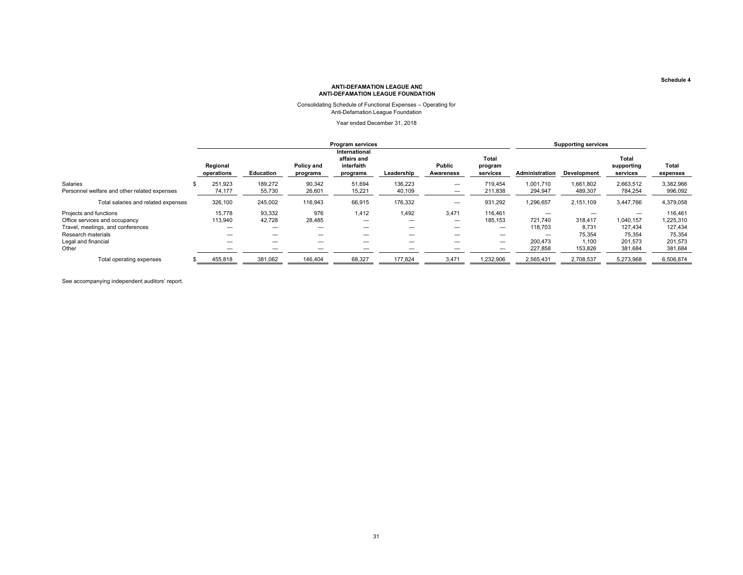Schedule 4

**ANTI-DEFAMATION LEAGUE AND**
**ANTI-DEFAMATION LEAGUE FOUNDATION**

Consolidating Schedule of Functional Expenses – Operating for
Anti-Defamation League Foundation

Year ended December 31, 2018

| | Program services | | | | | | | Supporting services | | | |
|---|---|---|---|---|---|---|---|---|---|---|---|
| | Regional operations | Education | Policy and programs | International affairs and interfaith programs | Leadership | Public Awareness | Total program services | Administration | Development | Total supporting services | Total expenses |
| Salaries | $ 251,923 | 189,272 | 90,342 | 51,694 | 136,223 | — | 719,454 | 1,001,710 | 1,661,802 | 2,663,512 | 3,382,966 |
| Personnel welfare and other related expenses | 74,177 | 55,730 | 26,601 | 15,221 | 40,109 | — | 211,838 | 294,947 | 489,307 | 784,254 | 996,092 |
| Total salaries and related expenses | 326,100 | 245,002 | 116,943 | 66,915 | 176,332 | — | 931,292 | 1,296,657 | 2,151,109 | 3,447,766 | 4,379,058 |
| Projects and functions | 15,778 | 93,332 | 976 | 1,412 | 1,492 | 3,471 | 116,461 | — | — | — | 116,461 |
| Office services and occupancy | 113,940 | 42,728 | 28,485 | — | — | — | 185,153 | 721,740 | 318,417 | 1,040,157 | 1,225,310 |
| Travel, meetings, and conferences | — | — | — | — | — | — | — | 118,703 | 8,731 | 127,434 | 127,434 |
| Research materials | — | — | — | — | — | — | — | — | 75,354 | 75,354 | 75,354 |
| Legal and financial | — | — | — | — | — | — | — | 200,473 | 1,100 | 201,573 | 201,573 |
| Other | — | — | — | — | — | — | — | 227,858 | 153,826 | 381,684 | 381,684 |
| Total operating expenses | $ 455,818 | 381,062 | 146,404 | 68,327 | 177,824 | 3,471 | 1,232,906 | 2,565,431 | 2,708,537 | 5,273,968 | 6,506,874 |

See accompanying independent auditors' report.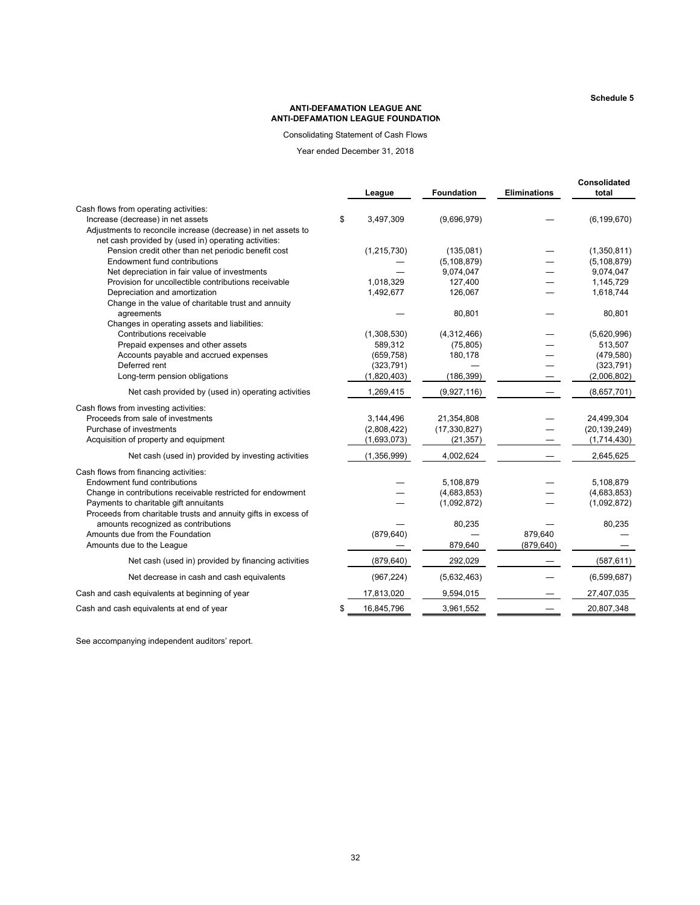Schedule 5

**ANTI-DEFAMATION LEAGUE AND**
**ANTI-DEFAMATION LEAGUE FOUNDATION**

Consolidating Statement of Cash Flows

Year ended December 31, 2018

| | League | Foundation | Eliminations | Consolidated total |
|---|---|---|---|---|
| Cash flows from operating activities: | | | | |
| Increase (decrease) in net assets | $ 3,497,309 | (9,696,979) | — | (6,199,670) |
| Adjustments to reconcile increase (decrease) in net assets to net cash provided by (used in) operating activities: | | | | |
| Pension credit other than net periodic benefit cost | (1,215,730) | (135,081) | — | (1,350,811) |
| Endowment fund contributions | — | (5,108,879) | — | (5,108,879) |
| Net depreciation in fair value of investments | — | 9,074,047 | — | 9,074,047 |
| Provision for uncollectible contributions receivable | 1,018,329 | 127,400 | — | 1,145,729 |
| Depreciation and amortization | 1,492,677 | 126,067 | — | 1,618,744 |
| Change in the value of charitable trust and annuity agreements | — | 80,801 | — | 80,801 |
| Changes in operating assets and liabilities: | | | | |
| Contributions receivable | (1,308,530) | (4,312,466) | — | (5,620,996) |
| Prepaid expenses and other assets | 589,312 | (75,805) | — | 513,507 |
| Accounts payable and accrued expenses | (659,758) | 180,178 | — | (479,580) |
| Deferred rent | (323,791) | — | — | (323,791) |
| Long-term pension obligations | (1,820,403) | (186,399) | — | (2,006,802) |
| Net cash provided by (used in) operating activities | 1,269,415 | (9,927,116) | — | (8,657,701) |
| Cash flows from investing activities: | | | | |
| Proceeds from sale of investments | 3,144,496 | 21,354,808 | — | 24,499,304 |
| Purchase of investments | (2,808,422) | (17,330,827) | — | (20,139,249) |
| Acquisition of property and equipment | (1,693,073) | (21,357) | — | (1,714,430) |
| Net cash (used in) provided by investing activities | (1,356,999) | 4,002,624 | — | 2,645,625 |
| Cash flows from financing activities: | | | | |
| Endowment fund contributions | — | 5,108,879 | — | 5,108,879 |
| Change in contributions receivable restricted for endowment | — | (4,683,853) | — | (4,683,853) |
| Payments to charitable gift annuitants | — | (1,092,872) | — | (1,092,872) |
| Proceeds from charitable trusts and annuity gifts in excess of amounts recognized as contributions | — | 80,235 | — | 80,235 |
| Amounts due from the Foundation | (879,640) | — | 879,640 | — |
| Amounts due to the League | — | 879,640 | (879,640) | — |
| Net cash (used in) provided by financing activities | (879,640) | 292,029 | — | (587,611) |
| Net decrease in cash and cash equivalents | (967,224) | (5,632,463) | — | (6,599,687) |
| Cash and cash equivalents at beginning of year | 17,813,020 | 9,594,015 | — | 27,407,035 |
| Cash and cash equivalents at end of year | $ 16,845,796 | 3,961,552 | — | 20,807,348 |

See accompanying independent auditors' report.